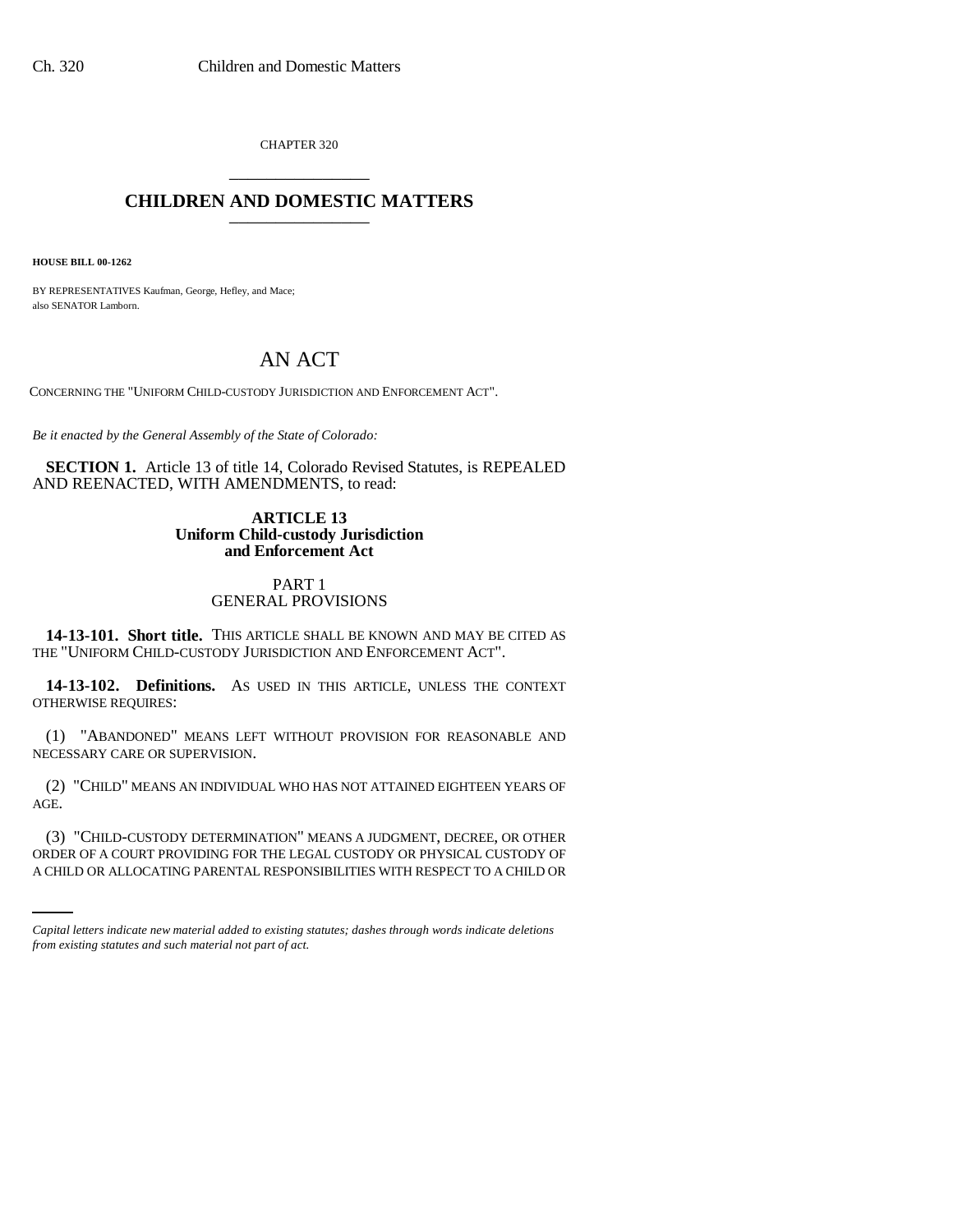CHAPTER 320

# CHILDREN AND DOMESTIC MATTERS

**HOUSE BILL 00-1262**

BY REPRESENTATIVES Kaufman, George, Hefley, and Mace;
also SENATOR Lamborn.

# AN ACT

CONCERNING THE "UNIFORM CHILD-CUSTODY JURISDICTION AND ENFORCEMENT ACT".

*Be it enacted by the General Assembly of the State of Colorado:*

**SECTION 1.** Article 13 of title 14, Colorado Revised Statutes, is REPEALED AND REENACTED, WITH AMENDMENTS, to read:

## ARTICLE 13
## Uniform Child-custody Jurisdiction and Enforcement Act

### PART 1
### GENERAL PROVISIONS

**14-13-101. Short title.** THIS ARTICLE SHALL BE KNOWN AND MAY BE CITED AS THE "UNIFORM CHILD-CUSTODY JURISDICTION AND ENFORCEMENT ACT".

**14-13-102. Definitions.** AS USED IN THIS ARTICLE, UNLESS THE CONTEXT OTHERWISE REQUIRES:

(1) "ABANDONED" MEANS LEFT WITHOUT PROVISION FOR REASONABLE AND NECESSARY CARE OR SUPERVISION.

(2) "CHILD" MEANS AN INDIVIDUAL WHO HAS NOT ATTAINED EIGHTEEN YEARS OF AGE.

(3) "CHILD-CUSTODY DETERMINATION" MEANS A JUDGMENT, DECREE, OR OTHER ORDER OF A COURT PROVIDING FOR THE LEGAL CUSTODY OR PHYSICAL CUSTODY OF A CHILD OR ALLOCATING PARENTAL RESPONSIBILITIES WITH RESPECT TO A CHILD OR

*Capital letters indicate new material added to existing statutes; dashes through words indicate deletions from existing statutes and such material not part of act.*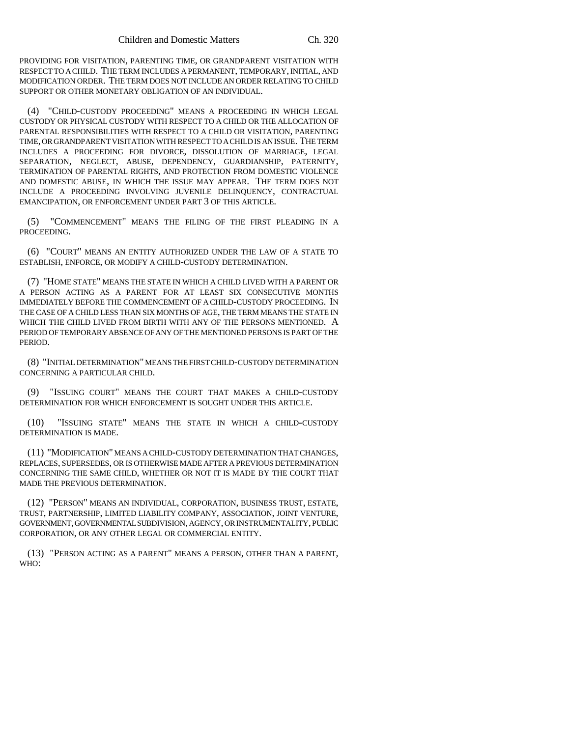PROVIDING FOR VISITATION, PARENTING TIME, OR GRANDPARENT VISITATION WITH RESPECT TO A CHILD. THE TERM INCLUDES A PERMANENT, TEMPORARY, INITIAL, AND MODIFICATION ORDER. THE TERM DOES NOT INCLUDE AN ORDER RELATING TO CHILD SUPPORT OR OTHER MONETARY OBLIGATION OF AN INDIVIDUAL.

(4) "CHILD-CUSTODY PROCEEDING" MEANS A PROCEEDING IN WHICH LEGAL CUSTODY OR PHYSICAL CUSTODY WITH RESPECT TO A CHILD OR THE ALLOCATION OF PARENTAL RESPONSIBILITIES WITH RESPECT TO A CHILD OR VISITATION, PARENTING TIME, OR GRANDPARENT VISITATION WITH RESPECT TO A CHILD IS AN ISSUE. THE TERM INCLUDES A PROCEEDING FOR DIVORCE, DISSOLUTION OF MARRIAGE, LEGAL SEPARATION, NEGLECT, ABUSE, DEPENDENCY, GUARDIANSHIP, PATERNITY, TERMINATION OF PARENTAL RIGHTS, AND PROTECTION FROM DOMESTIC VIOLENCE AND DOMESTIC ABUSE, IN WHICH THE ISSUE MAY APPEAR. THE TERM DOES NOT INCLUDE A PROCEEDING INVOLVING JUVENILE DELINQUENCY, CONTRACTUAL EMANCIPATION, OR ENFORCEMENT UNDER PART 3 OF THIS ARTICLE.

(5) "COMMENCEMENT" MEANS THE FILING OF THE FIRST PLEADING IN A PROCEEDING.

(6) "COURT" MEANS AN ENTITY AUTHORIZED UNDER THE LAW OF A STATE TO ESTABLISH, ENFORCE, OR MODIFY A CHILD-CUSTODY DETERMINATION.

(7) "HOME STATE" MEANS THE STATE IN WHICH A CHILD LIVED WITH A PARENT OR A PERSON ACTING AS A PARENT FOR AT LEAST SIX CONSECUTIVE MONTHS IMMEDIATELY BEFORE THE COMMENCEMENT OF A CHILD-CUSTODY PROCEEDING. IN THE CASE OF A CHILD LESS THAN SIX MONTHS OF AGE, THE TERM MEANS THE STATE IN WHICH THE CHILD LIVED FROM BIRTH WITH ANY OF THE PERSONS MENTIONED. A PERIOD OF TEMPORARY ABSENCE OF ANY OF THE MENTIONED PERSONS IS PART OF THE PERIOD.

(8) "INITIAL DETERMINATION" MEANS THE FIRST CHILD-CUSTODY DETERMINATION CONCERNING A PARTICULAR CHILD.

(9) "ISSUING COURT" MEANS THE COURT THAT MAKES A CHILD-CUSTODY DETERMINATION FOR WHICH ENFORCEMENT IS SOUGHT UNDER THIS ARTICLE.

(10) "ISSUING STATE" MEANS THE STATE IN WHICH A CHILD-CUSTODY DETERMINATION IS MADE.

(11) "MODIFICATION" MEANS A CHILD-CUSTODY DETERMINATION THAT CHANGES, REPLACES, SUPERSEDES, OR IS OTHERWISE MADE AFTER A PREVIOUS DETERMINATION CONCERNING THE SAME CHILD, WHETHER OR NOT IT IS MADE BY THE COURT THAT MADE THE PREVIOUS DETERMINATION.

(12) "PERSON" MEANS AN INDIVIDUAL, CORPORATION, BUSINESS TRUST, ESTATE, TRUST, PARTNERSHIP, LIMITED LIABILITY COMPANY, ASSOCIATION, JOINT VENTURE, GOVERNMENT, GOVERNMENTAL SUBDIVISION, AGENCY, OR INSTRUMENTALITY, PUBLIC CORPORATION, OR ANY OTHER LEGAL OR COMMERCIAL ENTITY.

(13) "PERSON ACTING AS A PARENT" MEANS A PERSON, OTHER THAN A PARENT, WHO: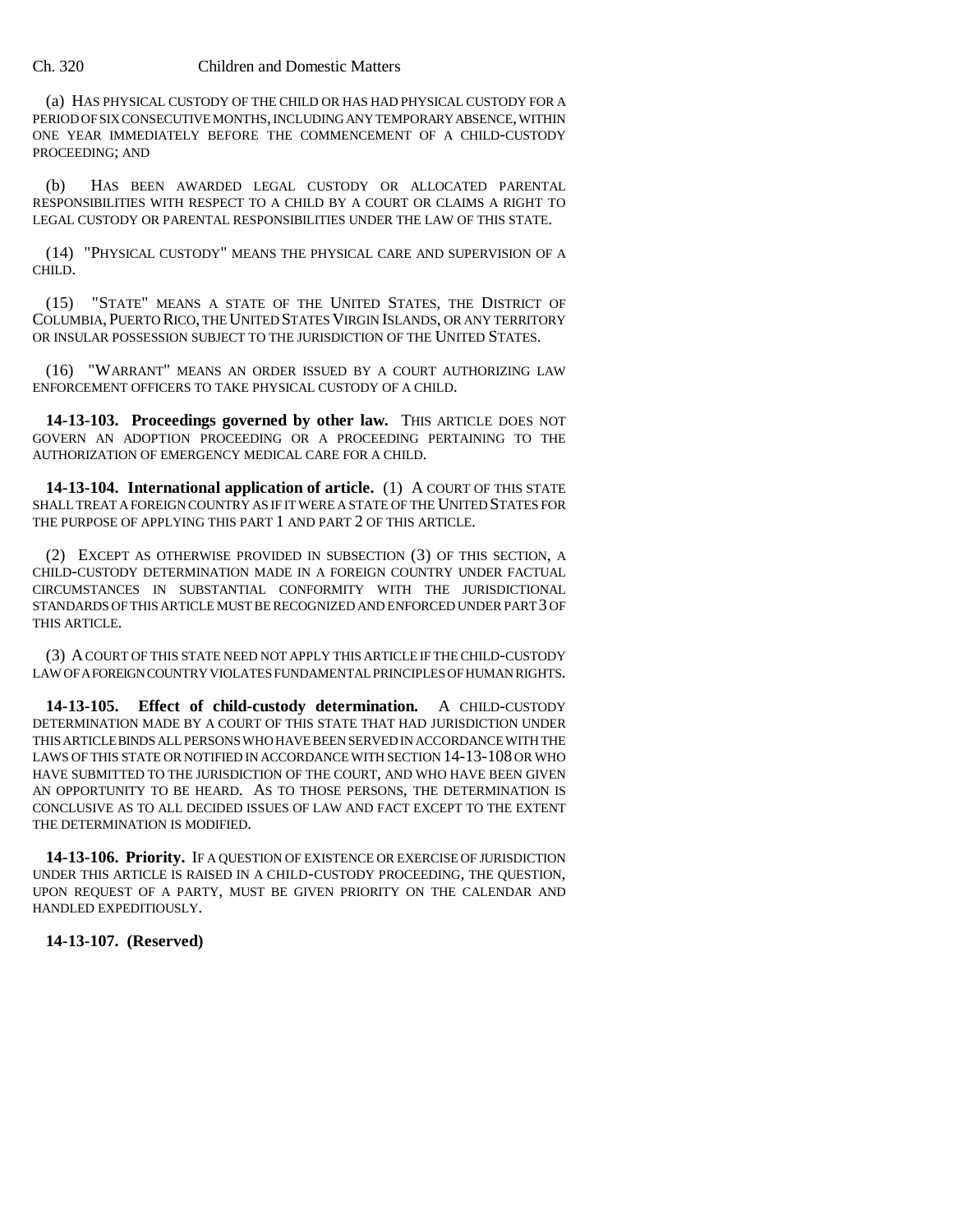(a) HAS PHYSICAL CUSTODY OF THE CHILD OR HAS HAD PHYSICAL CUSTODY FOR A PERIOD OF SIX CONSECUTIVE MONTHS, INCLUDING ANY TEMPORARY ABSENCE, WITHIN ONE YEAR IMMEDIATELY BEFORE THE COMMENCEMENT OF A CHILD-CUSTODY PROCEEDING; AND

(b) HAS BEEN AWARDED LEGAL CUSTODY OR ALLOCATED PARENTAL RESPONSIBILITIES WITH RESPECT TO A CHILD BY A COURT OR CLAIMS A RIGHT TO LEGAL CUSTODY OR PARENTAL RESPONSIBILITIES UNDER THE LAW OF THIS STATE.

(14) "PHYSICAL CUSTODY" MEANS THE PHYSICAL CARE AND SUPERVISION OF A CHILD.

(15) "STATE" MEANS A STATE OF THE UNITED STATES, THE DISTRICT OF COLUMBIA, PUERTO RICO, THE UNITED STATES VIRGIN ISLANDS, OR ANY TERRITORY OR INSULAR POSSESSION SUBJECT TO THE JURISDICTION OF THE UNITED STATES.

(16) "WARRANT" MEANS AN ORDER ISSUED BY A COURT AUTHORIZING LAW ENFORCEMENT OFFICERS TO TAKE PHYSICAL CUSTODY OF A CHILD.

**14-13-103. Proceedings governed by other law.** THIS ARTICLE DOES NOT GOVERN AN ADOPTION PROCEEDING OR A PROCEEDING PERTAINING TO THE AUTHORIZATION OF EMERGENCY MEDICAL CARE FOR A CHILD.

**14-13-104. International application of article.** (1) A COURT OF THIS STATE SHALL TREAT A FOREIGN COUNTRY AS IF IT WERE A STATE OF THE UNITED STATES FOR THE PURPOSE OF APPLYING THIS PART 1 AND PART 2 OF THIS ARTICLE.

(2) EXCEPT AS OTHERWISE PROVIDED IN SUBSECTION (3) OF THIS SECTION, A CHILD-CUSTODY DETERMINATION MADE IN A FOREIGN COUNTRY UNDER FACTUAL CIRCUMSTANCES IN SUBSTANTIAL CONFORMITY WITH THE JURISDICTIONAL STANDARDS OF THIS ARTICLE MUST BE RECOGNIZED AND ENFORCED UNDER PART 3 OF THIS ARTICLE.

(3) A COURT OF THIS STATE NEED NOT APPLY THIS ARTICLE IF THE CHILD-CUSTODY LAW OF A FOREIGN COUNTRY VIOLATES FUNDAMENTAL PRINCIPLES OF HUMAN RIGHTS.

**14-13-105. Effect of child-custody determination.** A CHILD-CUSTODY DETERMINATION MADE BY A COURT OF THIS STATE THAT HAD JURISDICTION UNDER THIS ARTICLE BINDS ALL PERSONS WHO HAVE BEEN SERVED IN ACCORDANCE WITH THE LAWS OF THIS STATE OR NOTIFIED IN ACCORDANCE WITH SECTION 14-13-108 OR WHO HAVE SUBMITTED TO THE JURISDICTION OF THE COURT, AND WHO HAVE BEEN GIVEN AN OPPORTUNITY TO BE HEARD. AS TO THOSE PERSONS, THE DETERMINATION IS CONCLUSIVE AS TO ALL DECIDED ISSUES OF LAW AND FACT EXCEPT TO THE EXTENT THE DETERMINATION IS MODIFIED.

**14-13-106. Priority.** IF A QUESTION OF EXISTENCE OR EXERCISE OF JURISDICTION UNDER THIS ARTICLE IS RAISED IN A CHILD-CUSTODY PROCEEDING, THE QUESTION, UPON REQUEST OF A PARTY, MUST BE GIVEN PRIORITY ON THE CALENDAR AND HANDLED EXPEDITIOUSLY.

**14-13-107. (Reserved)**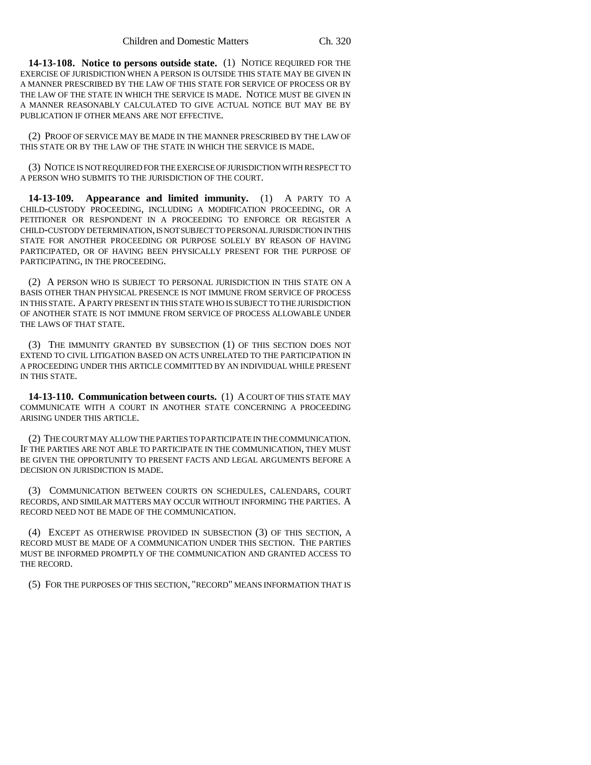**14-13-108. Notice to persons outside state.** (1) NOTICE REQUIRED FOR THE EXERCISE OF JURISDICTION WHEN A PERSON IS OUTSIDE THIS STATE MAY BE GIVEN IN A MANNER PRESCRIBED BY THE LAW OF THIS STATE FOR SERVICE OF PROCESS OR BY THE LAW OF THE STATE IN WHICH THE SERVICE IS MADE. NOTICE MUST BE GIVEN IN A MANNER REASONABLY CALCULATED TO GIVE ACTUAL NOTICE BUT MAY BE BY PUBLICATION IF OTHER MEANS ARE NOT EFFECTIVE.

(2) PROOF OF SERVICE MAY BE MADE IN THE MANNER PRESCRIBED BY THE LAW OF THIS STATE OR BY THE LAW OF THE STATE IN WHICH THE SERVICE IS MADE.

(3) NOTICE IS NOT REQUIRED FOR THE EXERCISE OF JURISDICTION WITH RESPECT TO A PERSON WHO SUBMITS TO THE JURISDICTION OF THE COURT.

**14-13-109. Appearance and limited immunity.** (1) A PARTY TO A CHILD-CUSTODY PROCEEDING, INCLUDING A MODIFICATION PROCEEDING, OR A PETITIONER OR RESPONDENT IN A PROCEEDING TO ENFORCE OR REGISTER A CHILD-CUSTODY DETERMINATION, IS NOT SUBJECT TO PERSONAL JURISDICTION IN THIS STATE FOR ANOTHER PROCEEDING OR PURPOSE SOLELY BY REASON OF HAVING PARTICIPATED, OR OF HAVING BEEN PHYSICALLY PRESENT FOR THE PURPOSE OF PARTICIPATING, IN THE PROCEEDING.

(2) A PERSON WHO IS SUBJECT TO PERSONAL JURISDICTION IN THIS STATE ON A BASIS OTHER THAN PHYSICAL PRESENCE IS NOT IMMUNE FROM SERVICE OF PROCESS IN THIS STATE. A PARTY PRESENT IN THIS STATE WHO IS SUBJECT TO THE JURISDICTION OF ANOTHER STATE IS NOT IMMUNE FROM SERVICE OF PROCESS ALLOWABLE UNDER THE LAWS OF THAT STATE.

(3) THE IMMUNITY GRANTED BY SUBSECTION (1) OF THIS SECTION DOES NOT EXTEND TO CIVIL LITIGATION BASED ON ACTS UNRELATED TO THE PARTICIPATION IN A PROCEEDING UNDER THIS ARTICLE COMMITTED BY AN INDIVIDUAL WHILE PRESENT IN THIS STATE.

**14-13-110. Communication between courts.** (1) A COURT OF THIS STATE MAY COMMUNICATE WITH A COURT IN ANOTHER STATE CONCERNING A PROCEEDING ARISING UNDER THIS ARTICLE.

(2) THE COURT MAY ALLOW THE PARTIES TO PARTICIPATE IN THE COMMUNICATION. IF THE PARTIES ARE NOT ABLE TO PARTICIPATE IN THE COMMUNICATION, THEY MUST BE GIVEN THE OPPORTUNITY TO PRESENT FACTS AND LEGAL ARGUMENTS BEFORE A DECISION ON JURISDICTION IS MADE.

(3) COMMUNICATION BETWEEN COURTS ON SCHEDULES, CALENDARS, COURT RECORDS, AND SIMILAR MATTERS MAY OCCUR WITHOUT INFORMING THE PARTIES. A RECORD NEED NOT BE MADE OF THE COMMUNICATION.

(4) EXCEPT AS OTHERWISE PROVIDED IN SUBSECTION (3) OF THIS SECTION, A RECORD MUST BE MADE OF A COMMUNICATION UNDER THIS SECTION. THE PARTIES MUST BE INFORMED PROMPTLY OF THE COMMUNICATION AND GRANTED ACCESS TO THE RECORD.

(5) FOR THE PURPOSES OF THIS SECTION, "RECORD" MEANS INFORMATION THAT IS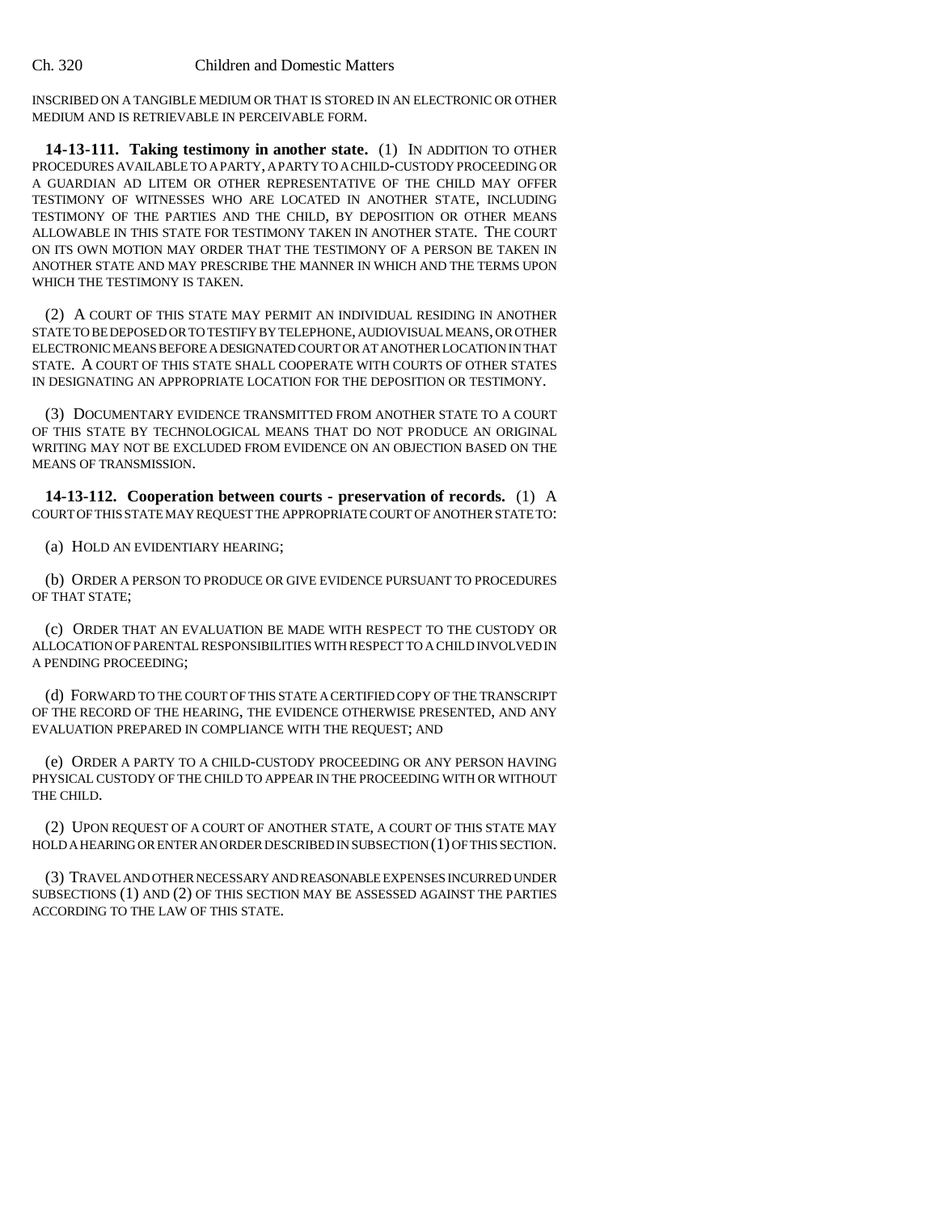INSCRIBED ON A TANGIBLE MEDIUM OR THAT IS STORED IN AN ELECTRONIC OR OTHER MEDIUM AND IS RETRIEVABLE IN PERCEIVABLE FORM.

**14-13-111. Taking testimony in another state.** (1) IN ADDITION TO OTHER PROCEDURES AVAILABLE TO A PARTY, A PARTY TO A CHILD-CUSTODY PROCEEDING OR A GUARDIAN AD LITEM OR OTHER REPRESENTATIVE OF THE CHILD MAY OFFER TESTIMONY OF WITNESSES WHO ARE LOCATED IN ANOTHER STATE, INCLUDING TESTIMONY OF THE PARTIES AND THE CHILD, BY DEPOSITION OR OTHER MEANS ALLOWABLE IN THIS STATE FOR TESTIMONY TAKEN IN ANOTHER STATE. THE COURT ON ITS OWN MOTION MAY ORDER THAT THE TESTIMONY OF A PERSON BE TAKEN IN ANOTHER STATE AND MAY PRESCRIBE THE MANNER IN WHICH AND THE TERMS UPON WHICH THE TESTIMONY IS TAKEN.

(2) A COURT OF THIS STATE MAY PERMIT AN INDIVIDUAL RESIDING IN ANOTHER STATE TO BE DEPOSED OR TO TESTIFY BY TELEPHONE, AUDIOVISUAL MEANS, OR OTHER ELECTRONIC MEANS BEFORE A DESIGNATED COURT OR AT ANOTHER LOCATION IN THAT STATE. A COURT OF THIS STATE SHALL COOPERATE WITH COURTS OF OTHER STATES IN DESIGNATING AN APPROPRIATE LOCATION FOR THE DEPOSITION OR TESTIMONY.

(3) DOCUMENTARY EVIDENCE TRANSMITTED FROM ANOTHER STATE TO A COURT OF THIS STATE BY TECHNOLOGICAL MEANS THAT DO NOT PRODUCE AN ORIGINAL WRITING MAY NOT BE EXCLUDED FROM EVIDENCE ON AN OBJECTION BASED ON THE MEANS OF TRANSMISSION.

**14-13-112. Cooperation between courts - preservation of records.** (1) A COURT OF THIS STATE MAY REQUEST THE APPROPRIATE COURT OF ANOTHER STATE TO:

(a) HOLD AN EVIDENTIARY HEARING;

(b) ORDER A PERSON TO PRODUCE OR GIVE EVIDENCE PURSUANT TO PROCEDURES OF THAT STATE;

(c) ORDER THAT AN EVALUATION BE MADE WITH RESPECT TO THE CUSTODY OR ALLOCATION OF PARENTAL RESPONSIBILITIES WITH RESPECT TO A CHILD INVOLVED IN A PENDING PROCEEDING;

(d) FORWARD TO THE COURT OF THIS STATE A CERTIFIED COPY OF THE TRANSCRIPT OF THE RECORD OF THE HEARING, THE EVIDENCE OTHERWISE PRESENTED, AND ANY EVALUATION PREPARED IN COMPLIANCE WITH THE REQUEST; AND

(e) ORDER A PARTY TO A CHILD-CUSTODY PROCEEDING OR ANY PERSON HAVING PHYSICAL CUSTODY OF THE CHILD TO APPEAR IN THE PROCEEDING WITH OR WITHOUT THE CHILD.

(2) UPON REQUEST OF A COURT OF ANOTHER STATE, A COURT OF THIS STATE MAY HOLD A HEARING OR ENTER AN ORDER DESCRIBED IN SUBSECTION (1) OF THIS SECTION.

(3) TRAVEL AND OTHER NECESSARY AND REASONABLE EXPENSES INCURRED UNDER SUBSECTIONS (1) AND (2) OF THIS SECTION MAY BE ASSESSED AGAINST THE PARTIES ACCORDING TO THE LAW OF THIS STATE.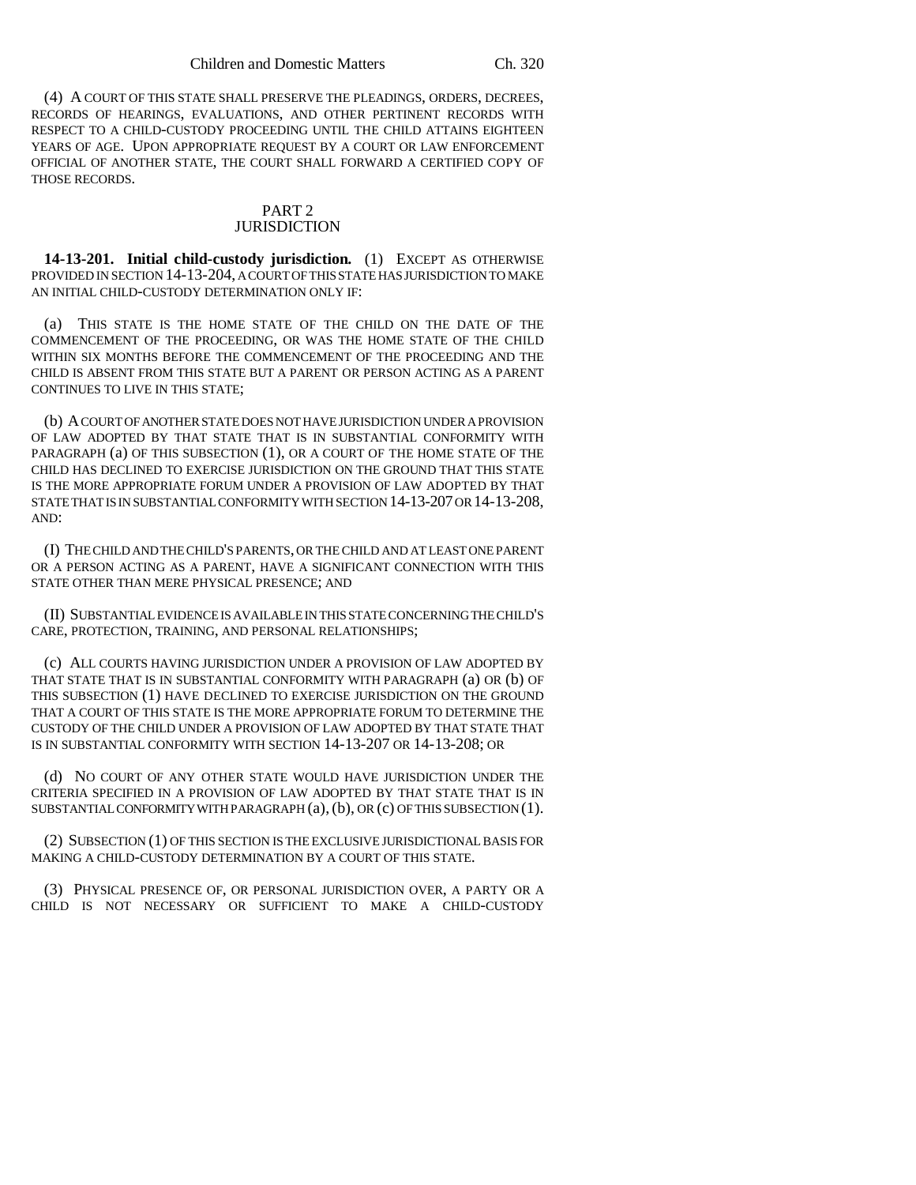(4) A COURT OF THIS STATE SHALL PRESERVE THE PLEADINGS, ORDERS, DECREES, RECORDS OF HEARINGS, EVALUATIONS, AND OTHER PERTINENT RECORDS WITH RESPECT TO A CHILD-CUSTODY PROCEEDING UNTIL THE CHILD ATTAINS EIGHTEEN YEARS OF AGE. UPON APPROPRIATE REQUEST BY A COURT OR LAW ENFORCEMENT OFFICIAL OF ANOTHER STATE, THE COURT SHALL FORWARD A CERTIFIED COPY OF THOSE RECORDS.

## PART 2
## JURISDICTION

**14-13-201. Initial child-custody jurisdiction.** (1) EXCEPT AS OTHERWISE PROVIDED IN SECTION 14-13-204, A COURT OF THIS STATE HAS JURISDICTION TO MAKE AN INITIAL CHILD-CUSTODY DETERMINATION ONLY IF:

(a) THIS STATE IS THE HOME STATE OF THE CHILD ON THE DATE OF THE COMMENCEMENT OF THE PROCEEDING, OR WAS THE HOME STATE OF THE CHILD WITHIN SIX MONTHS BEFORE THE COMMENCEMENT OF THE PROCEEDING AND THE CHILD IS ABSENT FROM THIS STATE BUT A PARENT OR PERSON ACTING AS A PARENT CONTINUES TO LIVE IN THIS STATE;

(b) A COURT OF ANOTHER STATE DOES NOT HAVE JURISDICTION UNDER A PROVISION OF LAW ADOPTED BY THAT STATE THAT IS IN SUBSTANTIAL CONFORMITY WITH PARAGRAPH (a) OF THIS SUBSECTION (1), OR A COURT OF THE HOME STATE OF THE CHILD HAS DECLINED TO EXERCISE JURISDICTION ON THE GROUND THAT THIS STATE IS THE MORE APPROPRIATE FORUM UNDER A PROVISION OF LAW ADOPTED BY THAT STATE THAT IS IN SUBSTANTIAL CONFORMITY WITH SECTION 14-13-207 OR 14-13-208, AND:

(I) THE CHILD AND THE CHILD'S PARENTS, OR THE CHILD AND AT LEAST ONE PARENT OR A PERSON ACTING AS A PARENT, HAVE A SIGNIFICANT CONNECTION WITH THIS STATE OTHER THAN MERE PHYSICAL PRESENCE; AND

(II) SUBSTANTIAL EVIDENCE IS AVAILABLE IN THIS STATE CONCERNING THE CHILD'S CARE, PROTECTION, TRAINING, AND PERSONAL RELATIONSHIPS;

(c) ALL COURTS HAVING JURISDICTION UNDER A PROVISION OF LAW ADOPTED BY THAT STATE THAT IS IN SUBSTANTIAL CONFORMITY WITH PARAGRAPH (a) OR (b) OF THIS SUBSECTION (1) HAVE DECLINED TO EXERCISE JURISDICTION ON THE GROUND THAT A COURT OF THIS STATE IS THE MORE APPROPRIATE FORUM TO DETERMINE THE CUSTODY OF THE CHILD UNDER A PROVISION OF LAW ADOPTED BY THAT STATE THAT IS IN SUBSTANTIAL CONFORMITY WITH SECTION 14-13-207 OR 14-13-208; OR

(d) NO COURT OF ANY OTHER STATE WOULD HAVE JURISDICTION UNDER THE CRITERIA SPECIFIED IN A PROVISION OF LAW ADOPTED BY THAT STATE THAT IS IN SUBSTANTIAL CONFORMITY WITH PARAGRAPH (a), (b), OR (c) OF THIS SUBSECTION (1).

(2) SUBSECTION (1) OF THIS SECTION IS THE EXCLUSIVE JURISDICTIONAL BASIS FOR MAKING A CHILD-CUSTODY DETERMINATION BY A COURT OF THIS STATE.

(3) PHYSICAL PRESENCE OF, OR PERSONAL JURISDICTION OVER, A PARTY OR A CHILD IS NOT NECESSARY OR SUFFICIENT TO MAKE A CHILD-CUSTODY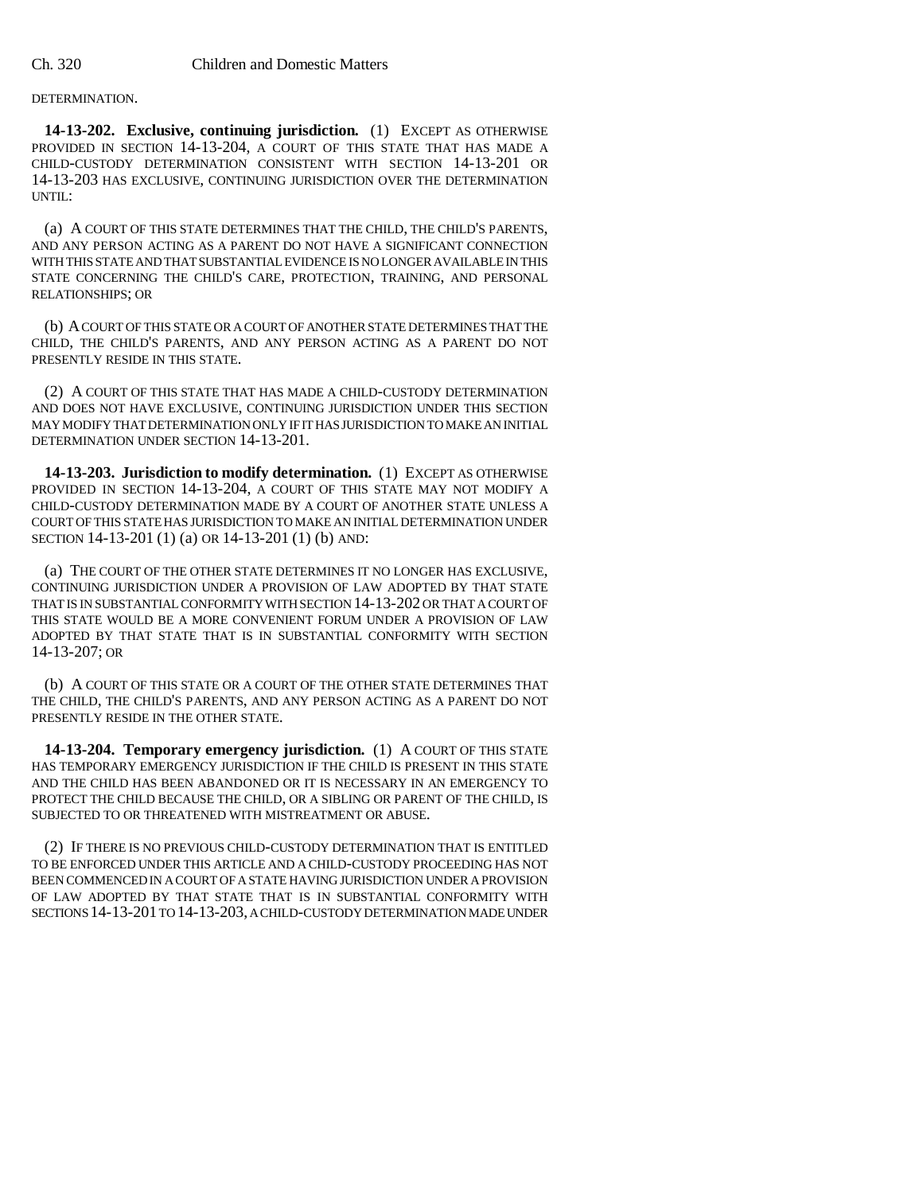DETERMINATION.

**14-13-202. Exclusive, continuing jurisdiction.** (1) EXCEPT AS OTHERWISE PROVIDED IN SECTION 14-13-204, A COURT OF THIS STATE THAT HAS MADE A CHILD-CUSTODY DETERMINATION CONSISTENT WITH SECTION 14-13-201 OR 14-13-203 HAS EXCLUSIVE, CONTINUING JURISDICTION OVER THE DETERMINATION UNTIL:

(a) A COURT OF THIS STATE DETERMINES THAT THE CHILD, THE CHILD'S PARENTS, AND ANY PERSON ACTING AS A PARENT DO NOT HAVE A SIGNIFICANT CONNECTION WITH THIS STATE AND THAT SUBSTANTIAL EVIDENCE IS NO LONGER AVAILABLE IN THIS STATE CONCERNING THE CHILD'S CARE, PROTECTION, TRAINING, AND PERSONAL RELATIONSHIPS; OR

(b) A COURT OF THIS STATE OR A COURT OF ANOTHER STATE DETERMINES THAT THE CHILD, THE CHILD'S PARENTS, AND ANY PERSON ACTING AS A PARENT DO NOT PRESENTLY RESIDE IN THIS STATE.

(2) A COURT OF THIS STATE THAT HAS MADE A CHILD-CUSTODY DETERMINATION AND DOES NOT HAVE EXCLUSIVE, CONTINUING JURISDICTION UNDER THIS SECTION MAY MODIFY THAT DETERMINATION ONLY IF IT HAS JURISDICTION TO MAKE AN INITIAL DETERMINATION UNDER SECTION 14-13-201.

**14-13-203. Jurisdiction to modify determination.** (1) EXCEPT AS OTHERWISE PROVIDED IN SECTION 14-13-204, A COURT OF THIS STATE MAY NOT MODIFY A CHILD-CUSTODY DETERMINATION MADE BY A COURT OF ANOTHER STATE UNLESS A COURT OF THIS STATE HAS JURISDICTION TO MAKE AN INITIAL DETERMINATION UNDER SECTION 14-13-201 (1) (a) OR 14-13-201 (1) (b) AND:

(a) THE COURT OF THE OTHER STATE DETERMINES IT NO LONGER HAS EXCLUSIVE, CONTINUING JURISDICTION UNDER A PROVISION OF LAW ADOPTED BY THAT STATE THAT IS IN SUBSTANTIAL CONFORMITY WITH SECTION 14-13-202 OR THAT A COURT OF THIS STATE WOULD BE A MORE CONVENIENT FORUM UNDER A PROVISION OF LAW ADOPTED BY THAT STATE THAT IS IN SUBSTANTIAL CONFORMITY WITH SECTION 14-13-207; OR

(b) A COURT OF THIS STATE OR A COURT OF THE OTHER STATE DETERMINES THAT THE CHILD, THE CHILD'S PARENTS, AND ANY PERSON ACTING AS A PARENT DO NOT PRESENTLY RESIDE IN THE OTHER STATE.

**14-13-204. Temporary emergency jurisdiction.** (1) A COURT OF THIS STATE HAS TEMPORARY EMERGENCY JURISDICTION IF THE CHILD IS PRESENT IN THIS STATE AND THE CHILD HAS BEEN ABANDONED OR IT IS NECESSARY IN AN EMERGENCY TO PROTECT THE CHILD BECAUSE THE CHILD, OR A SIBLING OR PARENT OF THE CHILD, IS SUBJECTED TO OR THREATENED WITH MISTREATMENT OR ABUSE.

(2) IF THERE IS NO PREVIOUS CHILD-CUSTODY DETERMINATION THAT IS ENTITLED TO BE ENFORCED UNDER THIS ARTICLE AND A CHILD-CUSTODY PROCEEDING HAS NOT BEEN COMMENCED IN A COURT OF A STATE HAVING JURISDICTION UNDER A PROVISION OF LAW ADOPTED BY THAT STATE THAT IS IN SUBSTANTIAL CONFORMITY WITH SECTIONS 14-13-201 TO 14-13-203, A CHILD-CUSTODY DETERMINATION MADE UNDER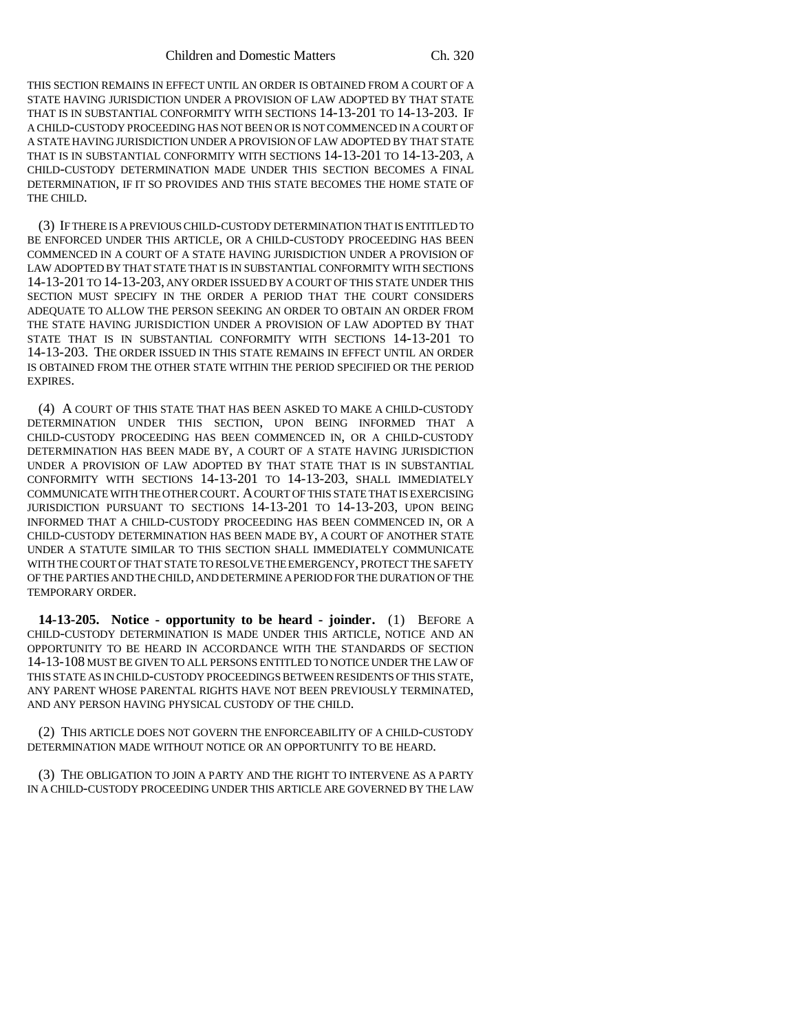THIS SECTION REMAINS IN EFFECT UNTIL AN ORDER IS OBTAINED FROM A COURT OF A STATE HAVING JURISDICTION UNDER A PROVISION OF LAW ADOPTED BY THAT STATE THAT IS IN SUBSTANTIAL CONFORMITY WITH SECTIONS 14-13-201 TO 14-13-203. IF A CHILD-CUSTODY PROCEEDING HAS NOT BEEN OR IS NOT COMMENCED IN A COURT OF A STATE HAVING JURISDICTION UNDER A PROVISION OF LAW ADOPTED BY THAT STATE THAT IS IN SUBSTANTIAL CONFORMITY WITH SECTIONS 14-13-201 TO 14-13-203, A CHILD-CUSTODY DETERMINATION MADE UNDER THIS SECTION BECOMES A FINAL DETERMINATION, IF IT SO PROVIDES AND THIS STATE BECOMES THE HOME STATE OF THE CHILD.

(3) IF THERE IS A PREVIOUS CHILD-CUSTODY DETERMINATION THAT IS ENTITLED TO BE ENFORCED UNDER THIS ARTICLE, OR A CHILD-CUSTODY PROCEEDING HAS BEEN COMMENCED IN A COURT OF A STATE HAVING JURISDICTION UNDER A PROVISION OF LAW ADOPTED BY THAT STATE THAT IS IN SUBSTANTIAL CONFORMITY WITH SECTIONS 14-13-201 TO 14-13-203, ANY ORDER ISSUED BY A COURT OF THIS STATE UNDER THIS SECTION MUST SPECIFY IN THE ORDER A PERIOD THAT THE COURT CONSIDERS ADEQUATE TO ALLOW THE PERSON SEEKING AN ORDER TO OBTAIN AN ORDER FROM THE STATE HAVING JURISDICTION UNDER A PROVISION OF LAW ADOPTED BY THAT STATE THAT IS IN SUBSTANTIAL CONFORMITY WITH SECTIONS 14-13-201 TO 14-13-203. THE ORDER ISSUED IN THIS STATE REMAINS IN EFFECT UNTIL AN ORDER IS OBTAINED FROM THE OTHER STATE WITHIN THE PERIOD SPECIFIED OR THE PERIOD EXPIRES.

(4) A COURT OF THIS STATE THAT HAS BEEN ASKED TO MAKE A CHILD-CUSTODY DETERMINATION UNDER THIS SECTION, UPON BEING INFORMED THAT A CHILD-CUSTODY PROCEEDING HAS BEEN COMMENCED IN, OR A CHILD-CUSTODY DETERMINATION HAS BEEN MADE BY, A COURT OF A STATE HAVING JURISDICTION UNDER A PROVISION OF LAW ADOPTED BY THAT STATE THAT IS IN SUBSTANTIAL CONFORMITY WITH SECTIONS 14-13-201 TO 14-13-203, SHALL IMMEDIATELY COMMUNICATE WITH THE OTHER COURT. A COURT OF THIS STATE THAT IS EXERCISING JURISDICTION PURSUANT TO SECTIONS 14-13-201 TO 14-13-203, UPON BEING INFORMED THAT A CHILD-CUSTODY PROCEEDING HAS BEEN COMMENCED IN, OR A CHILD-CUSTODY DETERMINATION HAS BEEN MADE BY, A COURT OF ANOTHER STATE UNDER A STATUTE SIMILAR TO THIS SECTION SHALL IMMEDIATELY COMMUNICATE WITH THE COURT OF THAT STATE TO RESOLVE THE EMERGENCY, PROTECT THE SAFETY OF THE PARTIES AND THE CHILD, AND DETERMINE A PERIOD FOR THE DURATION OF THE TEMPORARY ORDER.

**14-13-205. Notice - opportunity to be heard - joinder.** (1) BEFORE A CHILD-CUSTODY DETERMINATION IS MADE UNDER THIS ARTICLE, NOTICE AND AN OPPORTUNITY TO BE HEARD IN ACCORDANCE WITH THE STANDARDS OF SECTION 14-13-108 MUST BE GIVEN TO ALL PERSONS ENTITLED TO NOTICE UNDER THE LAW OF THIS STATE AS IN CHILD-CUSTODY PROCEEDINGS BETWEEN RESIDENTS OF THIS STATE, ANY PARENT WHOSE PARENTAL RIGHTS HAVE NOT BEEN PREVIOUSLY TERMINATED, AND ANY PERSON HAVING PHYSICAL CUSTODY OF THE CHILD.

(2) THIS ARTICLE DOES NOT GOVERN THE ENFORCEABILITY OF A CHILD-CUSTODY DETERMINATION MADE WITHOUT NOTICE OR AN OPPORTUNITY TO BE HEARD.

(3) THE OBLIGATION TO JOIN A PARTY AND THE RIGHT TO INTERVENE AS A PARTY IN A CHILD-CUSTODY PROCEEDING UNDER THIS ARTICLE ARE GOVERNED BY THE LAW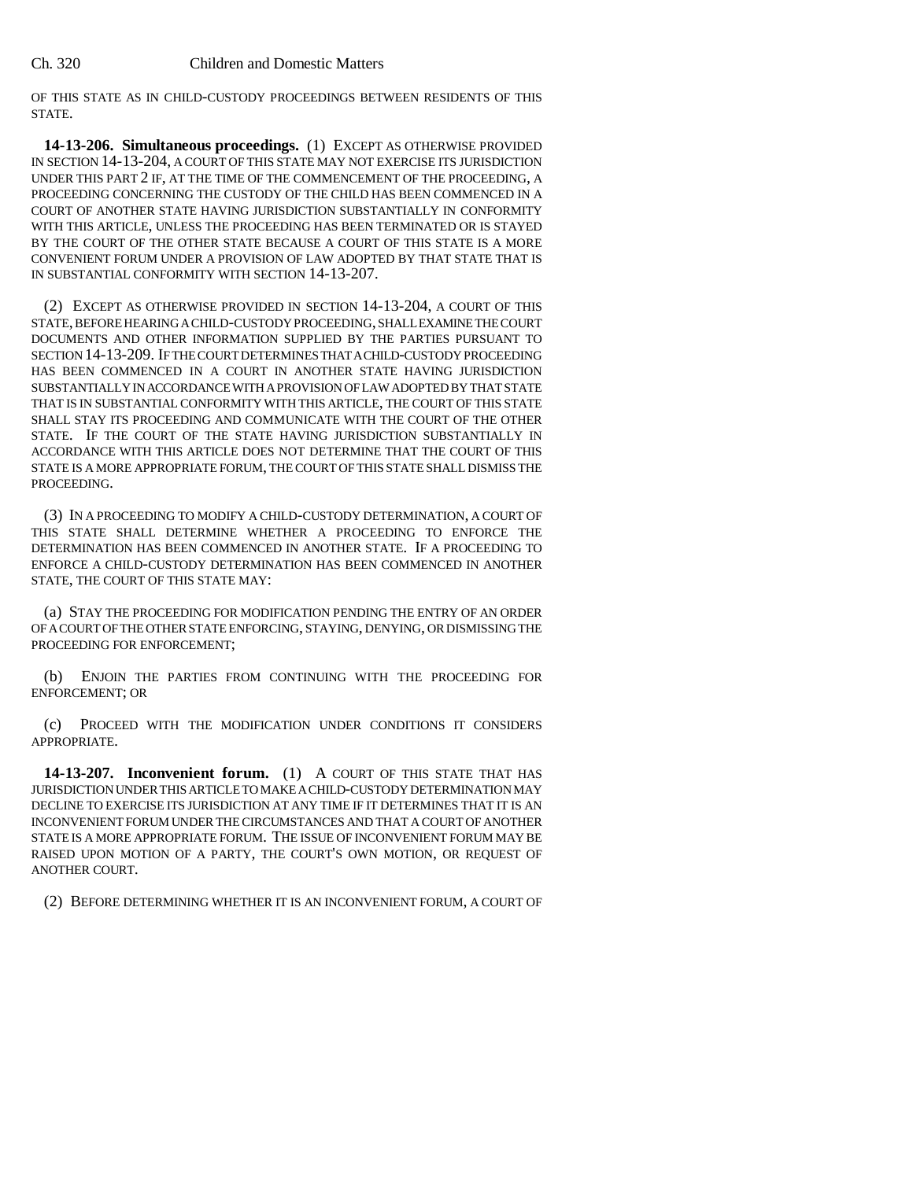OF THIS STATE AS IN CHILD-CUSTODY PROCEEDINGS BETWEEN RESIDENTS OF THIS STATE.

**14-13-206. Simultaneous proceedings.** (1) EXCEPT AS OTHERWISE PROVIDED IN SECTION 14-13-204, A COURT OF THIS STATE MAY NOT EXERCISE ITS JURISDICTION UNDER THIS PART 2 IF, AT THE TIME OF THE COMMENCEMENT OF THE PROCEEDING, A PROCEEDING CONCERNING THE CUSTODY OF THE CHILD HAS BEEN COMMENCED IN A COURT OF ANOTHER STATE HAVING JURISDICTION SUBSTANTIALLY IN CONFORMITY WITH THIS ARTICLE, UNLESS THE PROCEEDING HAS BEEN TERMINATED OR IS STAYED BY THE COURT OF THE OTHER STATE BECAUSE A COURT OF THIS STATE IS A MORE CONVENIENT FORUM UNDER A PROVISION OF LAW ADOPTED BY THAT STATE THAT IS IN SUBSTANTIAL CONFORMITY WITH SECTION 14-13-207.

(2) EXCEPT AS OTHERWISE PROVIDED IN SECTION 14-13-204, A COURT OF THIS STATE, BEFORE HEARING A CHILD-CUSTODY PROCEEDING, SHALL EXAMINE THE COURT DOCUMENTS AND OTHER INFORMATION SUPPLIED BY THE PARTIES PURSUANT TO SECTION 14-13-209. IF THE COURT DETERMINES THAT A CHILD-CUSTODY PROCEEDING HAS BEEN COMMENCED IN A COURT IN ANOTHER STATE HAVING JURISDICTION SUBSTANTIALLY IN ACCORDANCE WITH A PROVISION OF LAW ADOPTED BY THAT STATE THAT IS IN SUBSTANTIAL CONFORMITY WITH THIS ARTICLE, THE COURT OF THIS STATE SHALL STAY ITS PROCEEDING AND COMMUNICATE WITH THE COURT OF THE OTHER STATE. IF THE COURT OF THE STATE HAVING JURISDICTION SUBSTANTIALLY IN ACCORDANCE WITH THIS ARTICLE DOES NOT DETERMINE THAT THE COURT OF THIS STATE IS A MORE APPROPRIATE FORUM, THE COURT OF THIS STATE SHALL DISMISS THE PROCEEDING.

(3) IN A PROCEEDING TO MODIFY A CHILD-CUSTODY DETERMINATION, A COURT OF THIS STATE SHALL DETERMINE WHETHER A PROCEEDING TO ENFORCE THE DETERMINATION HAS BEEN COMMENCED IN ANOTHER STATE. IF A PROCEEDING TO ENFORCE A CHILD-CUSTODY DETERMINATION HAS BEEN COMMENCED IN ANOTHER STATE, THE COURT OF THIS STATE MAY:

(a) STAY THE PROCEEDING FOR MODIFICATION PENDING THE ENTRY OF AN ORDER OF A COURT OF THE OTHER STATE ENFORCING, STAYING, DENYING, OR DISMISSING THE PROCEEDING FOR ENFORCEMENT;

(b) ENJOIN THE PARTIES FROM CONTINUING WITH THE PROCEEDING FOR ENFORCEMENT; OR

(c) PROCEED WITH THE MODIFICATION UNDER CONDITIONS IT CONSIDERS APPROPRIATE.

**14-13-207. Inconvenient forum.** (1) A COURT OF THIS STATE THAT HAS JURISDICTION UNDER THIS ARTICLE TO MAKE A CHILD-CUSTODY DETERMINATION MAY DECLINE TO EXERCISE ITS JURISDICTION AT ANY TIME IF IT DETERMINES THAT IT IS AN INCONVENIENT FORUM UNDER THE CIRCUMSTANCES AND THAT A COURT OF ANOTHER STATE IS A MORE APPROPRIATE FORUM. THE ISSUE OF INCONVENIENT FORUM MAY BE RAISED UPON MOTION OF A PARTY, THE COURT'S OWN MOTION, OR REQUEST OF ANOTHER COURT.

(2) BEFORE DETERMINING WHETHER IT IS AN INCONVENIENT FORUM, A COURT OF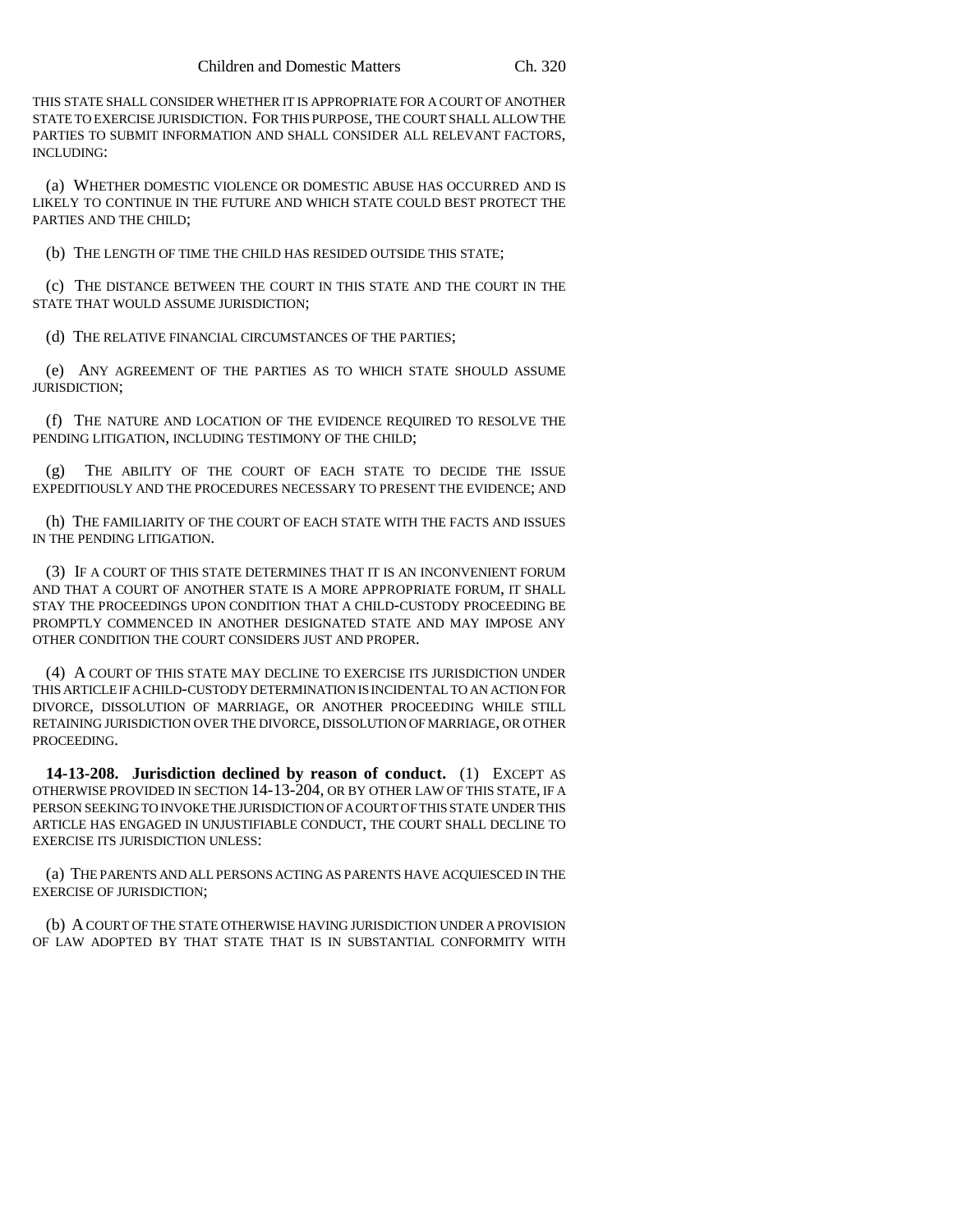THIS STATE SHALL CONSIDER WHETHER IT IS APPROPRIATE FOR A COURT OF ANOTHER STATE TO EXERCISE JURISDICTION. FOR THIS PURPOSE, THE COURT SHALL ALLOW THE PARTIES TO SUBMIT INFORMATION AND SHALL CONSIDER ALL RELEVANT FACTORS, INCLUDING:

(a) WHETHER DOMESTIC VIOLENCE OR DOMESTIC ABUSE HAS OCCURRED AND IS LIKELY TO CONTINUE IN THE FUTURE AND WHICH STATE COULD BEST PROTECT THE PARTIES AND THE CHILD;

(b) THE LENGTH OF TIME THE CHILD HAS RESIDED OUTSIDE THIS STATE;

(c) THE DISTANCE BETWEEN THE COURT IN THIS STATE AND THE COURT IN THE STATE THAT WOULD ASSUME JURISDICTION;

(d) THE RELATIVE FINANCIAL CIRCUMSTANCES OF THE PARTIES;

(e) ANY AGREEMENT OF THE PARTIES AS TO WHICH STATE SHOULD ASSUME JURISDICTION;

(f) THE NATURE AND LOCATION OF THE EVIDENCE REQUIRED TO RESOLVE THE PENDING LITIGATION, INCLUDING TESTIMONY OF THE CHILD;

(g) THE ABILITY OF THE COURT OF EACH STATE TO DECIDE THE ISSUE EXPEDITIOUSLY AND THE PROCEDURES NECESSARY TO PRESENT THE EVIDENCE; AND

(h) THE FAMILIARITY OF THE COURT OF EACH STATE WITH THE FACTS AND ISSUES IN THE PENDING LITIGATION.

(3) IF A COURT OF THIS STATE DETERMINES THAT IT IS AN INCONVENIENT FORUM AND THAT A COURT OF ANOTHER STATE IS A MORE APPROPRIATE FORUM, IT SHALL STAY THE PROCEEDINGS UPON CONDITION THAT A CHILD-CUSTODY PROCEEDING BE PROMPTLY COMMENCED IN ANOTHER DESIGNATED STATE AND MAY IMPOSE ANY OTHER CONDITION THE COURT CONSIDERS JUST AND PROPER.

(4) A COURT OF THIS STATE MAY DECLINE TO EXERCISE ITS JURISDICTION UNDER THIS ARTICLE IF A CHILD-CUSTODY DETERMINATION IS INCIDENTAL TO AN ACTION FOR DIVORCE, DISSOLUTION OF MARRIAGE, OR ANOTHER PROCEEDING WHILE STILL RETAINING JURISDICTION OVER THE DIVORCE, DISSOLUTION OF MARRIAGE, OR OTHER PROCEEDING.

**14-13-208. Jurisdiction declined by reason of conduct.** (1) EXCEPT AS OTHERWISE PROVIDED IN SECTION 14-13-204, OR BY OTHER LAW OF THIS STATE, IF A PERSON SEEKING TO INVOKE THE JURISDICTION OF A COURT OF THIS STATE UNDER THIS ARTICLE HAS ENGAGED IN UNJUSTIFIABLE CONDUCT, THE COURT SHALL DECLINE TO EXERCISE ITS JURISDICTION UNLESS:

(a) THE PARENTS AND ALL PERSONS ACTING AS PARENTS HAVE ACQUIESCED IN THE EXERCISE OF JURISDICTION;

(b) A COURT OF THE STATE OTHERWISE HAVING JURISDICTION UNDER A PROVISION OF LAW ADOPTED BY THAT STATE THAT IS IN SUBSTANTIAL CONFORMITY WITH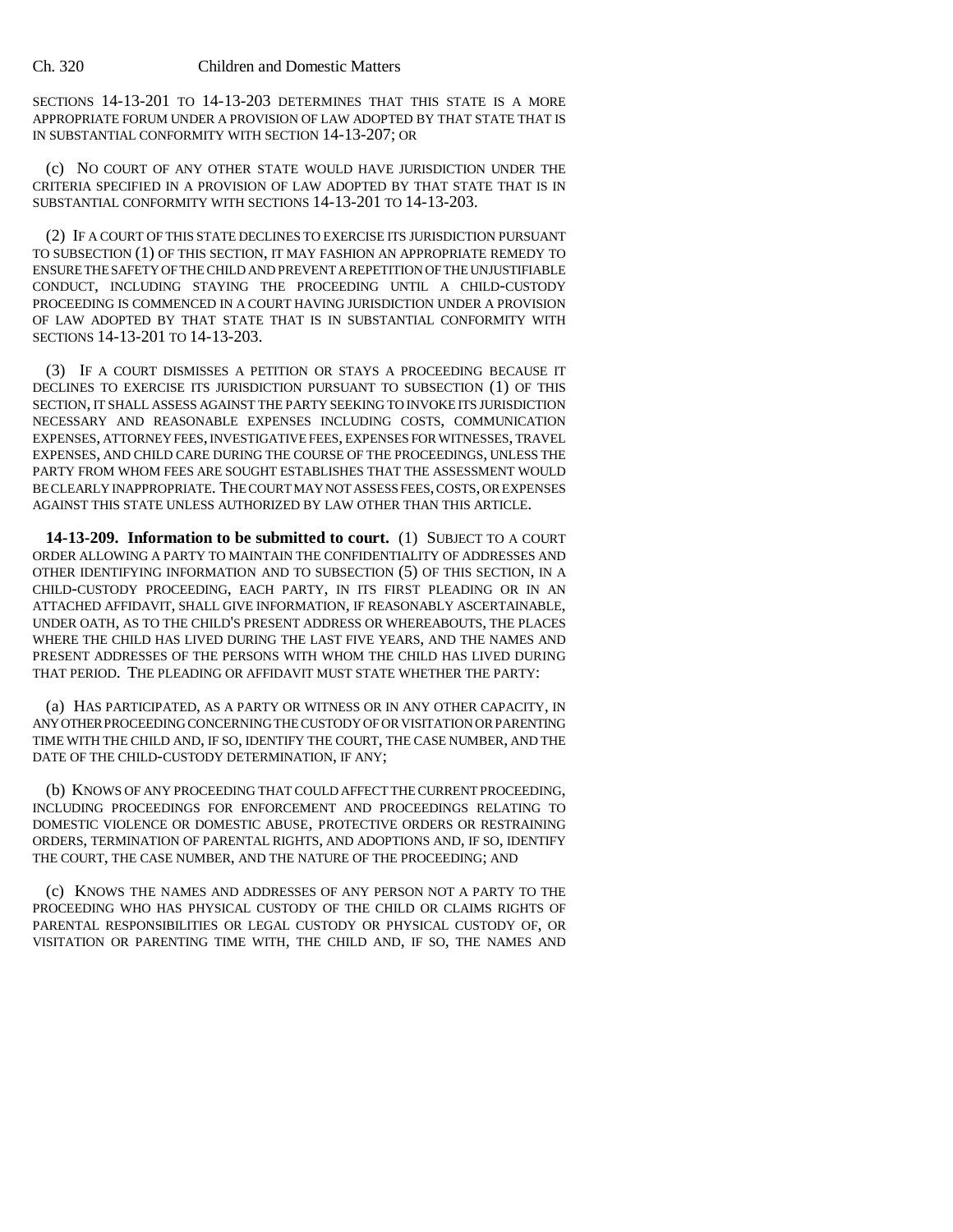SECTIONS 14-13-201 TO 14-13-203 DETERMINES THAT THIS STATE IS A MORE APPROPRIATE FORUM UNDER A PROVISION OF LAW ADOPTED BY THAT STATE THAT IS IN SUBSTANTIAL CONFORMITY WITH SECTION 14-13-207; OR

(c) NO COURT OF ANY OTHER STATE WOULD HAVE JURISDICTION UNDER THE CRITERIA SPECIFIED IN A PROVISION OF LAW ADOPTED BY THAT STATE THAT IS IN SUBSTANTIAL CONFORMITY WITH SECTIONS 14-13-201 TO 14-13-203.

(2) IF A COURT OF THIS STATE DECLINES TO EXERCISE ITS JURISDICTION PURSUANT TO SUBSECTION (1) OF THIS SECTION, IT MAY FASHION AN APPROPRIATE REMEDY TO ENSURE THE SAFETY OF THE CHILD AND PREVENT A REPETITION OF THE UNJUSTIFIABLE CONDUCT, INCLUDING STAYING THE PROCEEDING UNTIL A CHILD-CUSTODY PROCEEDING IS COMMENCED IN A COURT HAVING JURISDICTION UNDER A PROVISION OF LAW ADOPTED BY THAT STATE THAT IS IN SUBSTANTIAL CONFORMITY WITH SECTIONS 14-13-201 TO 14-13-203.

(3) IF A COURT DISMISSES A PETITION OR STAYS A PROCEEDING BECAUSE IT DECLINES TO EXERCISE ITS JURISDICTION PURSUANT TO SUBSECTION (1) OF THIS SECTION, IT SHALL ASSESS AGAINST THE PARTY SEEKING TO INVOKE ITS JURISDICTION NECESSARY AND REASONABLE EXPENSES INCLUDING COSTS, COMMUNICATION EXPENSES, ATTORNEY FEES, INVESTIGATIVE FEES, EXPENSES FOR WITNESSES, TRAVEL EXPENSES, AND CHILD CARE DURING THE COURSE OF THE PROCEEDINGS, UNLESS THE PARTY FROM WHOM FEES ARE SOUGHT ESTABLISHES THAT THE ASSESSMENT WOULD BE CLEARLY INAPPROPRIATE. THE COURT MAY NOT ASSESS FEES, COSTS, OR EXPENSES AGAINST THIS STATE UNLESS AUTHORIZED BY LAW OTHER THAN THIS ARTICLE.

**14-13-209. Information to be submitted to court.** (1) SUBJECT TO A COURT ORDER ALLOWING A PARTY TO MAINTAIN THE CONFIDENTIALITY OF ADDRESSES AND OTHER IDENTIFYING INFORMATION AND TO SUBSECTION (5) OF THIS SECTION, IN A CHILD-CUSTODY PROCEEDING, EACH PARTY, IN ITS FIRST PLEADING OR IN AN ATTACHED AFFIDAVIT, SHALL GIVE INFORMATION, IF REASONABLY ASCERTAINABLE, UNDER OATH, AS TO THE CHILD'S PRESENT ADDRESS OR WHEREABOUTS, THE PLACES WHERE THE CHILD HAS LIVED DURING THE LAST FIVE YEARS, AND THE NAMES AND PRESENT ADDRESSES OF THE PERSONS WITH WHOM THE CHILD HAS LIVED DURING THAT PERIOD. THE PLEADING OR AFFIDAVIT MUST STATE WHETHER THE PARTY:

(a) HAS PARTICIPATED, AS A PARTY OR WITNESS OR IN ANY OTHER CAPACITY, IN ANY OTHER PROCEEDING CONCERNING THE CUSTODY OF OR VISITATION OR PARENTING TIME WITH THE CHILD AND, IF SO, IDENTIFY THE COURT, THE CASE NUMBER, AND THE DATE OF THE CHILD-CUSTODY DETERMINATION, IF ANY;

(b) KNOWS OF ANY PROCEEDING THAT COULD AFFECT THE CURRENT PROCEEDING, INCLUDING PROCEEDINGS FOR ENFORCEMENT AND PROCEEDINGS RELATING TO DOMESTIC VIOLENCE OR DOMESTIC ABUSE, PROTECTIVE ORDERS OR RESTRAINING ORDERS, TERMINATION OF PARENTAL RIGHTS, AND ADOPTIONS AND, IF SO, IDENTIFY THE COURT, THE CASE NUMBER, AND THE NATURE OF THE PROCEEDING; AND

(c) KNOWS THE NAMES AND ADDRESSES OF ANY PERSON NOT A PARTY TO THE PROCEEDING WHO HAS PHYSICAL CUSTODY OF THE CHILD OR CLAIMS RIGHTS OF PARENTAL RESPONSIBILITIES OR LEGAL CUSTODY OR PHYSICAL CUSTODY OF, OR VISITATION OR PARENTING TIME WITH, THE CHILD AND, IF SO, THE NAMES AND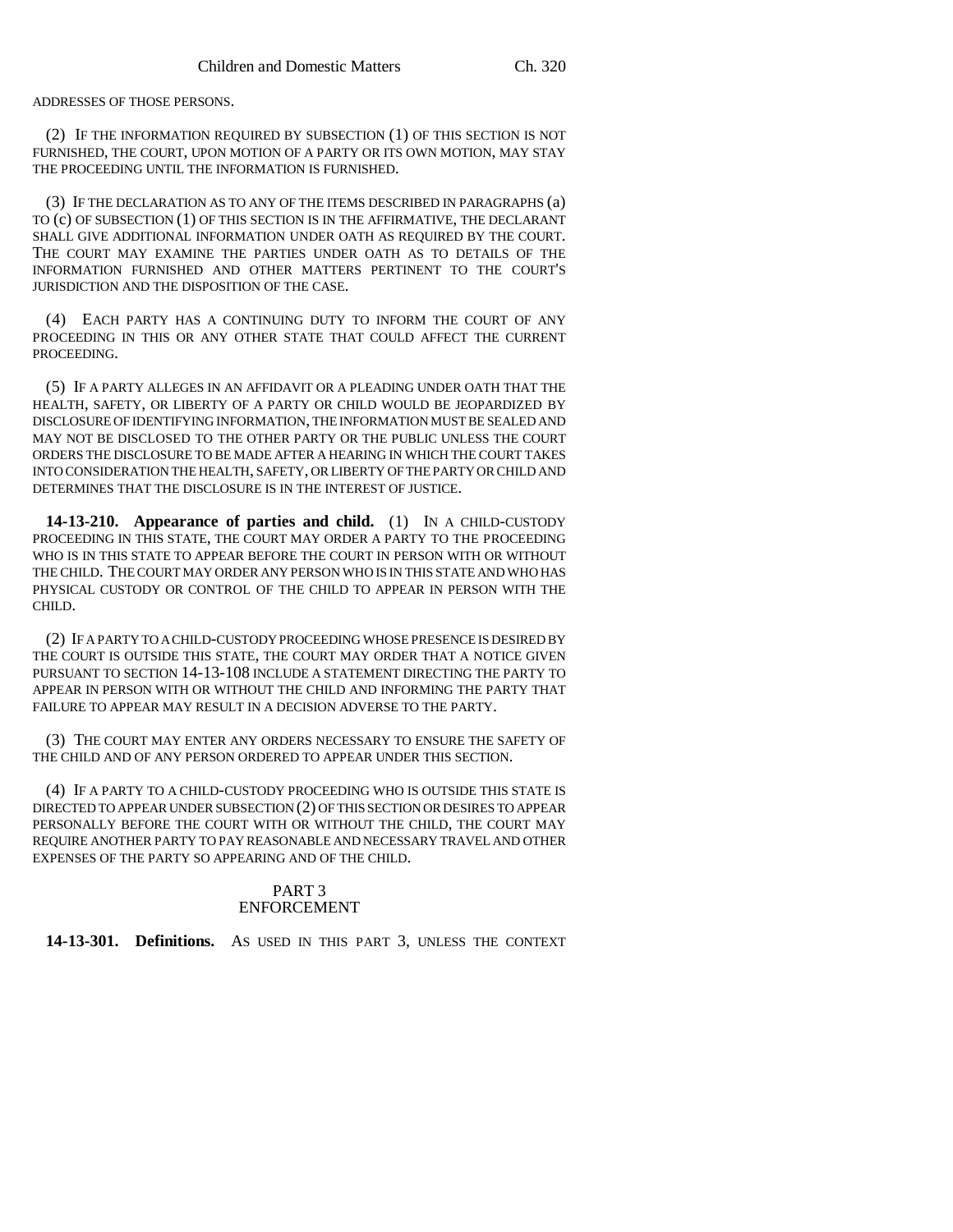ADDRESSES OF THOSE PERSONS.

(2) IF THE INFORMATION REQUIRED BY SUBSECTION (1) OF THIS SECTION IS NOT FURNISHED, THE COURT, UPON MOTION OF A PARTY OR ITS OWN MOTION, MAY STAY THE PROCEEDING UNTIL THE INFORMATION IS FURNISHED.

(3) IF THE DECLARATION AS TO ANY OF THE ITEMS DESCRIBED IN PARAGRAPHS (a) TO (c) OF SUBSECTION (1) OF THIS SECTION IS IN THE AFFIRMATIVE, THE DECLARANT SHALL GIVE ADDITIONAL INFORMATION UNDER OATH AS REQUIRED BY THE COURT. THE COURT MAY EXAMINE THE PARTIES UNDER OATH AS TO DETAILS OF THE INFORMATION FURNISHED AND OTHER MATTERS PERTINENT TO THE COURT'S JURISDICTION AND THE DISPOSITION OF THE CASE.

(4) EACH PARTY HAS A CONTINUING DUTY TO INFORM THE COURT OF ANY PROCEEDING IN THIS OR ANY OTHER STATE THAT COULD AFFECT THE CURRENT PROCEEDING.

(5) IF A PARTY ALLEGES IN AN AFFIDAVIT OR A PLEADING UNDER OATH THAT THE HEALTH, SAFETY, OR LIBERTY OF A PARTY OR CHILD WOULD BE JEOPARDIZED BY DISCLOSURE OF IDENTIFYING INFORMATION, THE INFORMATION MUST BE SEALED AND MAY NOT BE DISCLOSED TO THE OTHER PARTY OR THE PUBLIC UNLESS THE COURT ORDERS THE DISCLOSURE TO BE MADE AFTER A HEARING IN WHICH THE COURT TAKES INTO CONSIDERATION THE HEALTH, SAFETY, OR LIBERTY OF THE PARTY OR CHILD AND DETERMINES THAT THE DISCLOSURE IS IN THE INTEREST OF JUSTICE.

**14-13-210. Appearance of parties and child.** (1) IN A CHILD-CUSTODY PROCEEDING IN THIS STATE, THE COURT MAY ORDER A PARTY TO THE PROCEEDING WHO IS IN THIS STATE TO APPEAR BEFORE THE COURT IN PERSON WITH OR WITHOUT THE CHILD. THE COURT MAY ORDER ANY PERSON WHO IS IN THIS STATE AND WHO HAS PHYSICAL CUSTODY OR CONTROL OF THE CHILD TO APPEAR IN PERSON WITH THE CHILD.

(2) IF A PARTY TO A CHILD-CUSTODY PROCEEDING WHOSE PRESENCE IS DESIRED BY THE COURT IS OUTSIDE THIS STATE, THE COURT MAY ORDER THAT A NOTICE GIVEN PURSUANT TO SECTION 14-13-108 INCLUDE A STATEMENT DIRECTING THE PARTY TO APPEAR IN PERSON WITH OR WITHOUT THE CHILD AND INFORMING THE PARTY THAT FAILURE TO APPEAR MAY RESULT IN A DECISION ADVERSE TO THE PARTY.

(3) THE COURT MAY ENTER ANY ORDERS NECESSARY TO ENSURE THE SAFETY OF THE CHILD AND OF ANY PERSON ORDERED TO APPEAR UNDER THIS SECTION.

(4) IF A PARTY TO A CHILD-CUSTODY PROCEEDING WHO IS OUTSIDE THIS STATE IS DIRECTED TO APPEAR UNDER SUBSECTION (2) OF THIS SECTION OR DESIRES TO APPEAR PERSONALLY BEFORE THE COURT WITH OR WITHOUT THE CHILD, THE COURT MAY REQUIRE ANOTHER PARTY TO PAY REASONABLE AND NECESSARY TRAVEL AND OTHER EXPENSES OF THE PARTY SO APPEARING AND OF THE CHILD.

## PART 3
## ENFORCEMENT

**14-13-301. Definitions.** AS USED IN THIS PART 3, UNLESS THE CONTEXT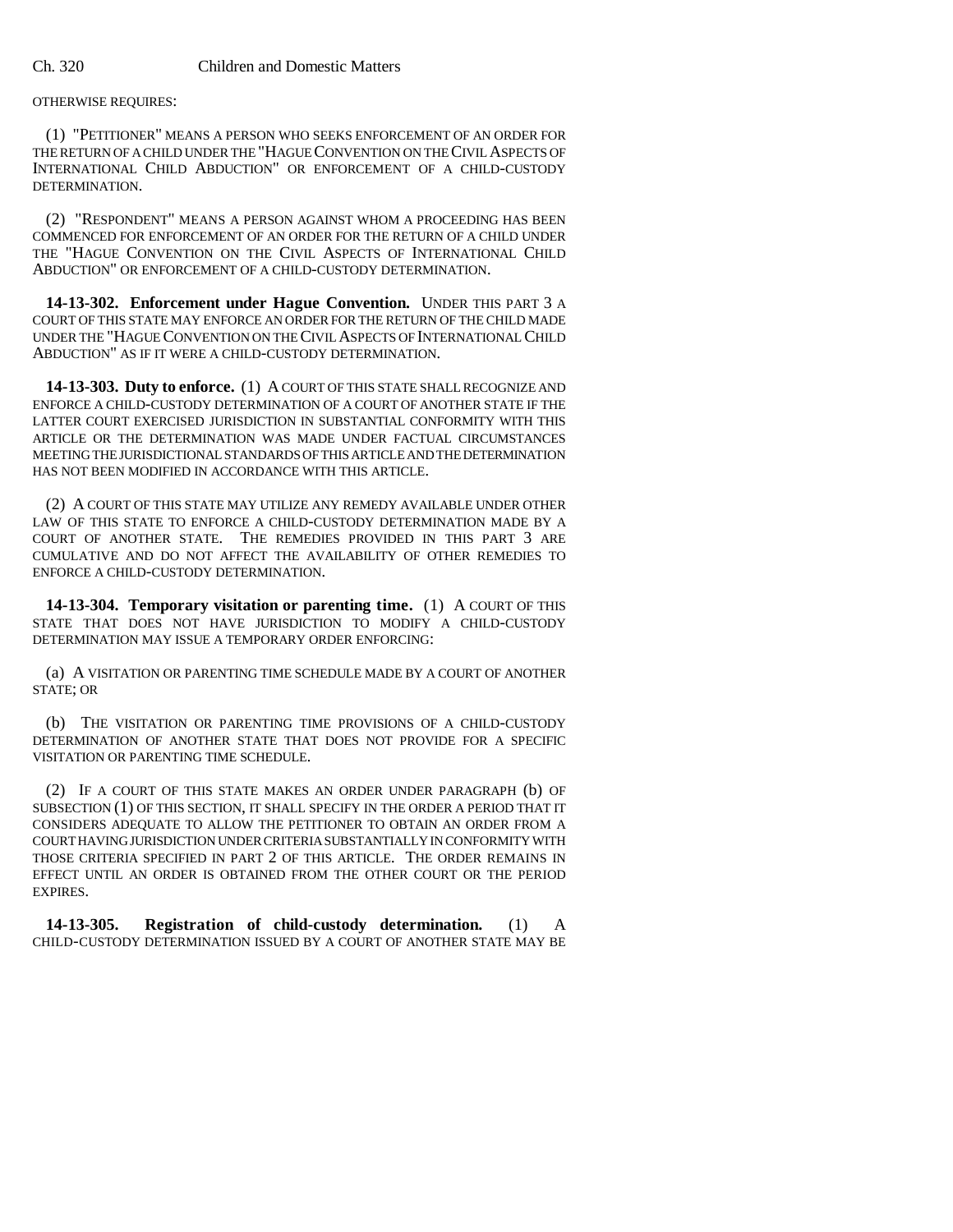OTHERWISE REQUIRES:

(1) "PETITIONER" MEANS A PERSON WHO SEEKS ENFORCEMENT OF AN ORDER FOR THE RETURN OF A CHILD UNDER THE "HAGUE CONVENTION ON THE CIVIL ASPECTS OF INTERNATIONAL CHILD ABDUCTION" OR ENFORCEMENT OF A CHILD-CUSTODY DETERMINATION.

(2) "RESPONDENT" MEANS A PERSON AGAINST WHOM A PROCEEDING HAS BEEN COMMENCED FOR ENFORCEMENT OF AN ORDER FOR THE RETURN OF A CHILD UNDER THE "HAGUE CONVENTION ON THE CIVIL ASPECTS OF INTERNATIONAL CHILD ABDUCTION" OR ENFORCEMENT OF A CHILD-CUSTODY DETERMINATION.

**14-13-302. Enforcement under Hague Convention.** UNDER THIS PART 3 A COURT OF THIS STATE MAY ENFORCE AN ORDER FOR THE RETURN OF THE CHILD MADE UNDER THE "HAGUE CONVENTION ON THE CIVIL ASPECTS OF INTERNATIONAL CHILD ABDUCTION" AS IF IT WERE A CHILD-CUSTODY DETERMINATION.

**14-13-303. Duty to enforce.** (1) A COURT OF THIS STATE SHALL RECOGNIZE AND ENFORCE A CHILD-CUSTODY DETERMINATION OF A COURT OF ANOTHER STATE IF THE LATTER COURT EXERCISED JURISDICTION IN SUBSTANTIAL CONFORMITY WITH THIS ARTICLE OR THE DETERMINATION WAS MADE UNDER FACTUAL CIRCUMSTANCES MEETING THE JURISDICTIONAL STANDARDS OF THIS ARTICLE AND THE DETERMINATION HAS NOT BEEN MODIFIED IN ACCORDANCE WITH THIS ARTICLE.

(2) A COURT OF THIS STATE MAY UTILIZE ANY REMEDY AVAILABLE UNDER OTHER LAW OF THIS STATE TO ENFORCE A CHILD-CUSTODY DETERMINATION MADE BY A COURT OF ANOTHER STATE. THE REMEDIES PROVIDED IN THIS PART 3 ARE CUMULATIVE AND DO NOT AFFECT THE AVAILABILITY OF OTHER REMEDIES TO ENFORCE A CHILD-CUSTODY DETERMINATION.

**14-13-304. Temporary visitation or parenting time.** (1) A COURT OF THIS STATE THAT DOES NOT HAVE JURISDICTION TO MODIFY A CHILD-CUSTODY DETERMINATION MAY ISSUE A TEMPORARY ORDER ENFORCING:

(a) A VISITATION OR PARENTING TIME SCHEDULE MADE BY A COURT OF ANOTHER STATE; OR

(b) THE VISITATION OR PARENTING TIME PROVISIONS OF A CHILD-CUSTODY DETERMINATION OF ANOTHER STATE THAT DOES NOT PROVIDE FOR A SPECIFIC VISITATION OR PARENTING TIME SCHEDULE.

(2) IF A COURT OF THIS STATE MAKES AN ORDER UNDER PARAGRAPH (b) OF SUBSECTION (1) OF THIS SECTION, IT SHALL SPECIFY IN THE ORDER A PERIOD THAT IT CONSIDERS ADEQUATE TO ALLOW THE PETITIONER TO OBTAIN AN ORDER FROM A COURT HAVING JURISDICTION UNDER CRITERIA SUBSTANTIALLY IN CONFORMITY WITH THOSE CRITERIA SPECIFIED IN PART 2 OF THIS ARTICLE. THE ORDER REMAINS IN EFFECT UNTIL AN ORDER IS OBTAINED FROM THE OTHER COURT OR THE PERIOD EXPIRES.

**14-13-305. Registration of child-custody determination.** (1) A CHILD-CUSTODY DETERMINATION ISSUED BY A COURT OF ANOTHER STATE MAY BE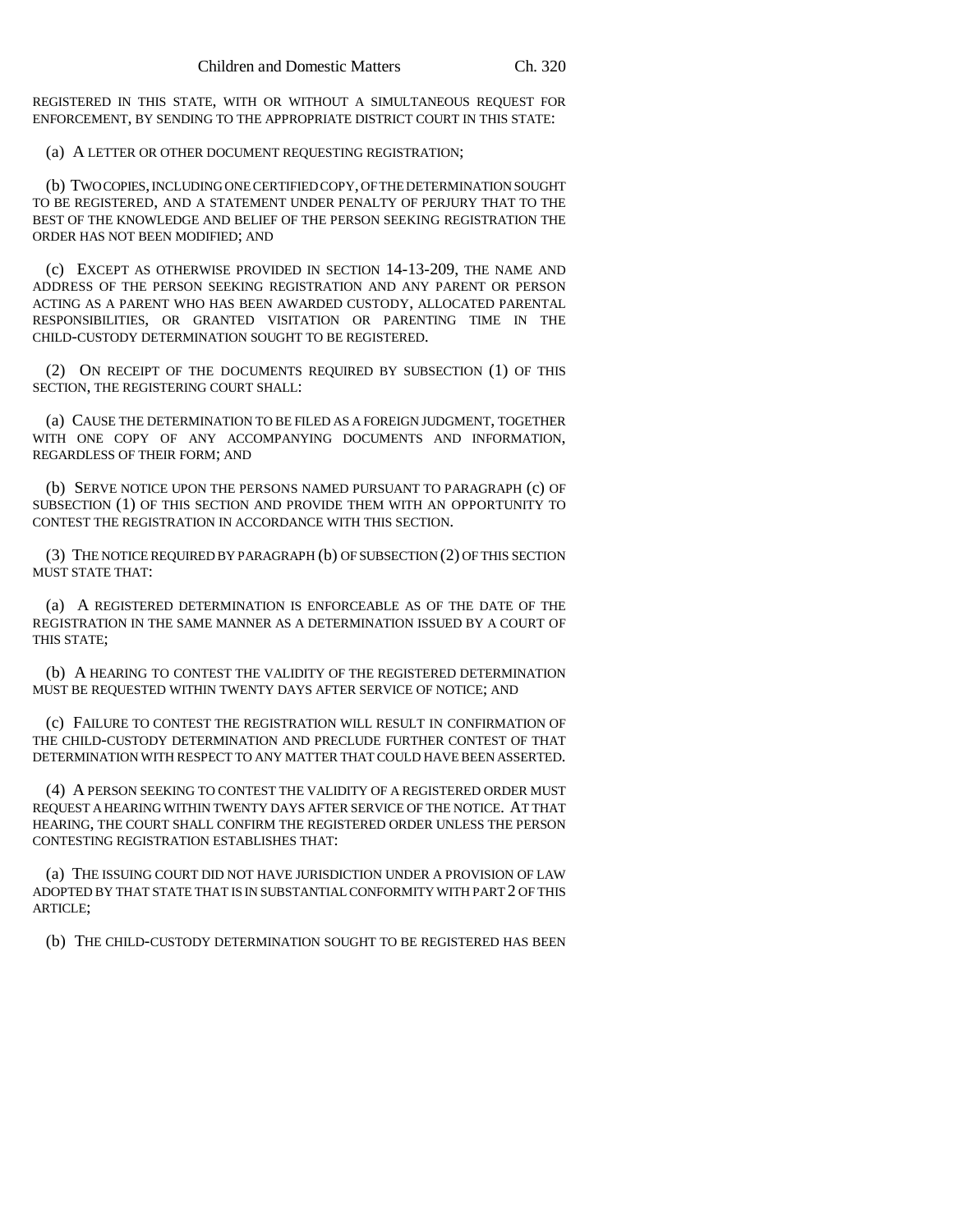REGISTERED IN THIS STATE, WITH OR WITHOUT A SIMULTANEOUS REQUEST FOR ENFORCEMENT, BY SENDING TO THE APPROPRIATE DISTRICT COURT IN THIS STATE:

(a) A LETTER OR OTHER DOCUMENT REQUESTING REGISTRATION;

(b) TWO COPIES, INCLUDING ONE CERTIFIED COPY, OF THE DETERMINATION SOUGHT TO BE REGISTERED, AND A STATEMENT UNDER PENALTY OF PERJURY THAT TO THE BEST OF THE KNOWLEDGE AND BELIEF OF THE PERSON SEEKING REGISTRATION THE ORDER HAS NOT BEEN MODIFIED; AND

(c) EXCEPT AS OTHERWISE PROVIDED IN SECTION 14-13-209, THE NAME AND ADDRESS OF THE PERSON SEEKING REGISTRATION AND ANY PARENT OR PERSON ACTING AS A PARENT WHO HAS BEEN AWARDED CUSTODY, ALLOCATED PARENTAL RESPONSIBILITIES, OR GRANTED VISITATION OR PARENTING TIME IN THE CHILD-CUSTODY DETERMINATION SOUGHT TO BE REGISTERED.

(2) ON RECEIPT OF THE DOCUMENTS REQUIRED BY SUBSECTION (1) OF THIS SECTION, THE REGISTERING COURT SHALL:

(a) CAUSE THE DETERMINATION TO BE FILED AS A FOREIGN JUDGMENT, TOGETHER WITH ONE COPY OF ANY ACCOMPANYING DOCUMENTS AND INFORMATION, REGARDLESS OF THEIR FORM; AND

(b) SERVE NOTICE UPON THE PERSONS NAMED PURSUANT TO PARAGRAPH (c) OF SUBSECTION (1) OF THIS SECTION AND PROVIDE THEM WITH AN OPPORTUNITY TO CONTEST THE REGISTRATION IN ACCORDANCE WITH THIS SECTION.

(3) THE NOTICE REQUIRED BY PARAGRAPH (b) OF SUBSECTION (2) OF THIS SECTION MUST STATE THAT:

(a) A REGISTERED DETERMINATION IS ENFORCEABLE AS OF THE DATE OF THE REGISTRATION IN THE SAME MANNER AS A DETERMINATION ISSUED BY A COURT OF THIS STATE;

(b) A HEARING TO CONTEST THE VALIDITY OF THE REGISTERED DETERMINATION MUST BE REQUESTED WITHIN TWENTY DAYS AFTER SERVICE OF NOTICE; AND

(c) FAILURE TO CONTEST THE REGISTRATION WILL RESULT IN CONFIRMATION OF THE CHILD-CUSTODY DETERMINATION AND PRECLUDE FURTHER CONTEST OF THAT DETERMINATION WITH RESPECT TO ANY MATTER THAT COULD HAVE BEEN ASSERTED.

(4) A PERSON SEEKING TO CONTEST THE VALIDITY OF A REGISTERED ORDER MUST REQUEST A HEARING WITHIN TWENTY DAYS AFTER SERVICE OF THE NOTICE. AT THAT HEARING, THE COURT SHALL CONFIRM THE REGISTERED ORDER UNLESS THE PERSON CONTESTING REGISTRATION ESTABLISHES THAT:

(a) THE ISSUING COURT DID NOT HAVE JURISDICTION UNDER A PROVISION OF LAW ADOPTED BY THAT STATE THAT IS IN SUBSTANTIAL CONFORMITY WITH PART 2 OF THIS ARTICLE;

(b) THE CHILD-CUSTODY DETERMINATION SOUGHT TO BE REGISTERED HAS BEEN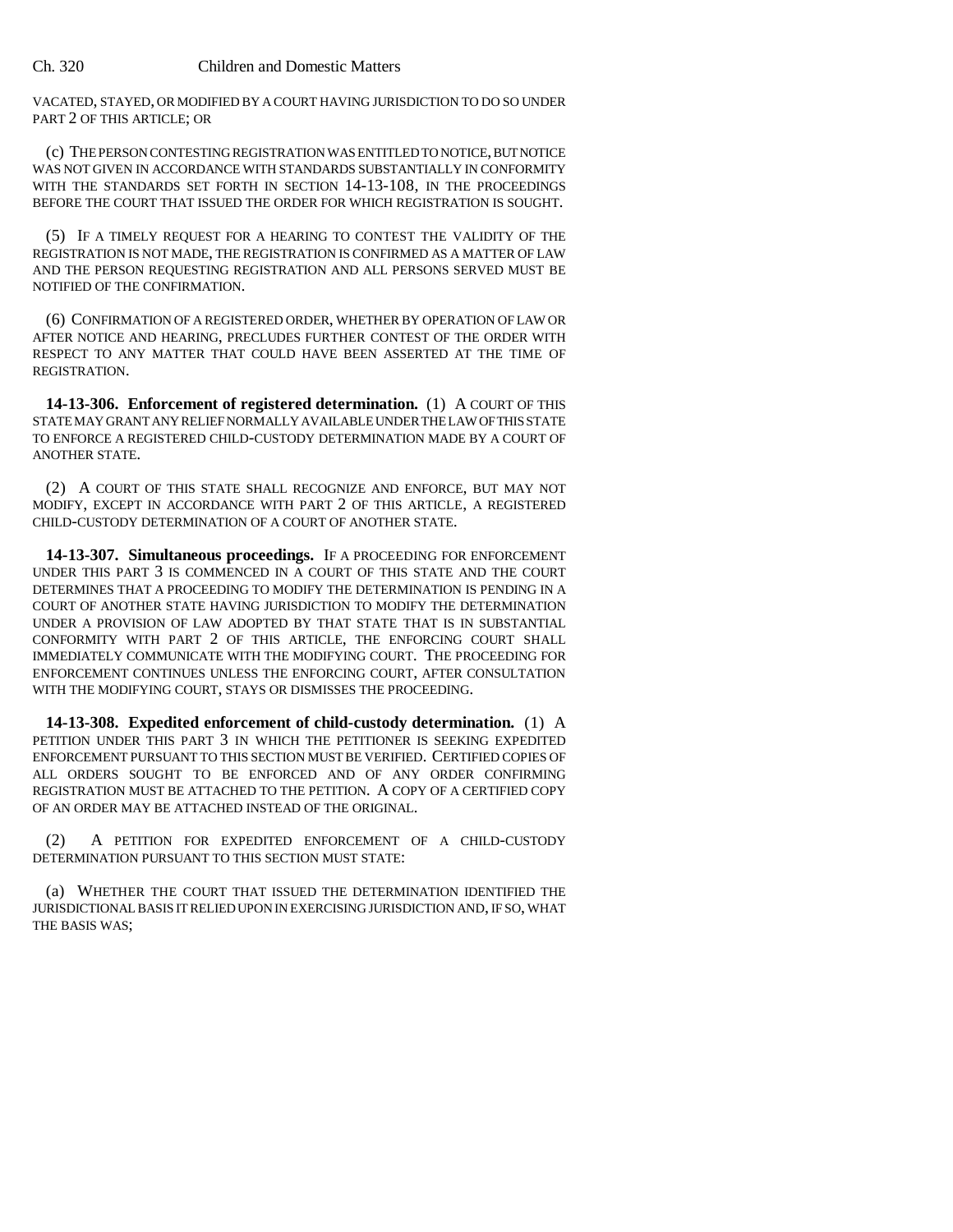VACATED, STAYED, OR MODIFIED BY A COURT HAVING JURISDICTION TO DO SO UNDER PART 2 OF THIS ARTICLE; OR

(c) THE PERSON CONTESTING REGISTRATION WAS ENTITLED TO NOTICE, BUT NOTICE WAS NOT GIVEN IN ACCORDANCE WITH STANDARDS SUBSTANTIALLY IN CONFORMITY WITH THE STANDARDS SET FORTH IN SECTION 14-13-108, IN THE PROCEEDINGS BEFORE THE COURT THAT ISSUED THE ORDER FOR WHICH REGISTRATION IS SOUGHT.

(5) IF A TIMELY REQUEST FOR A HEARING TO CONTEST THE VALIDITY OF THE REGISTRATION IS NOT MADE, THE REGISTRATION IS CONFIRMED AS A MATTER OF LAW AND THE PERSON REQUESTING REGISTRATION AND ALL PERSONS SERVED MUST BE NOTIFIED OF THE CONFIRMATION.

(6) CONFIRMATION OF A REGISTERED ORDER, WHETHER BY OPERATION OF LAW OR AFTER NOTICE AND HEARING, PRECLUDES FURTHER CONTEST OF THE ORDER WITH RESPECT TO ANY MATTER THAT COULD HAVE BEEN ASSERTED AT THE TIME OF REGISTRATION.

**14-13-306. Enforcement of registered determination.** (1) A COURT OF THIS STATE MAY GRANT ANY RELIEF NORMALLY AVAILABLE UNDER THE LAW OF THIS STATE TO ENFORCE A REGISTERED CHILD-CUSTODY DETERMINATION MADE BY A COURT OF ANOTHER STATE.

(2) A COURT OF THIS STATE SHALL RECOGNIZE AND ENFORCE, BUT MAY NOT MODIFY, EXCEPT IN ACCORDANCE WITH PART 2 OF THIS ARTICLE, A REGISTERED CHILD-CUSTODY DETERMINATION OF A COURT OF ANOTHER STATE.

**14-13-307. Simultaneous proceedings.** IF A PROCEEDING FOR ENFORCEMENT UNDER THIS PART 3 IS COMMENCED IN A COURT OF THIS STATE AND THE COURT DETERMINES THAT A PROCEEDING TO MODIFY THE DETERMINATION IS PENDING IN A COURT OF ANOTHER STATE HAVING JURISDICTION TO MODIFY THE DETERMINATION UNDER A PROVISION OF LAW ADOPTED BY THAT STATE THAT IS IN SUBSTANTIAL CONFORMITY WITH PART 2 OF THIS ARTICLE, THE ENFORCING COURT SHALL IMMEDIATELY COMMUNICATE WITH THE MODIFYING COURT. THE PROCEEDING FOR ENFORCEMENT CONTINUES UNLESS THE ENFORCING COURT, AFTER CONSULTATION WITH THE MODIFYING COURT, STAYS OR DISMISSES THE PROCEEDING.

**14-13-308. Expedited enforcement of child-custody determination.** (1) A PETITION UNDER THIS PART 3 IN WHICH THE PETITIONER IS SEEKING EXPEDITED ENFORCEMENT PURSUANT TO THIS SECTION MUST BE VERIFIED. CERTIFIED COPIES OF ALL ORDERS SOUGHT TO BE ENFORCED AND OF ANY ORDER CONFIRMING REGISTRATION MUST BE ATTACHED TO THE PETITION. A COPY OF A CERTIFIED COPY OF AN ORDER MAY BE ATTACHED INSTEAD OF THE ORIGINAL.

(2) A PETITION FOR EXPEDITED ENFORCEMENT OF A CHILD-CUSTODY DETERMINATION PURSUANT TO THIS SECTION MUST STATE:

(a) WHETHER THE COURT THAT ISSUED THE DETERMINATION IDENTIFIED THE JURISDICTIONAL BASIS IT RELIED UPON IN EXERCISING JURISDICTION AND, IF SO, WHAT THE BASIS WAS;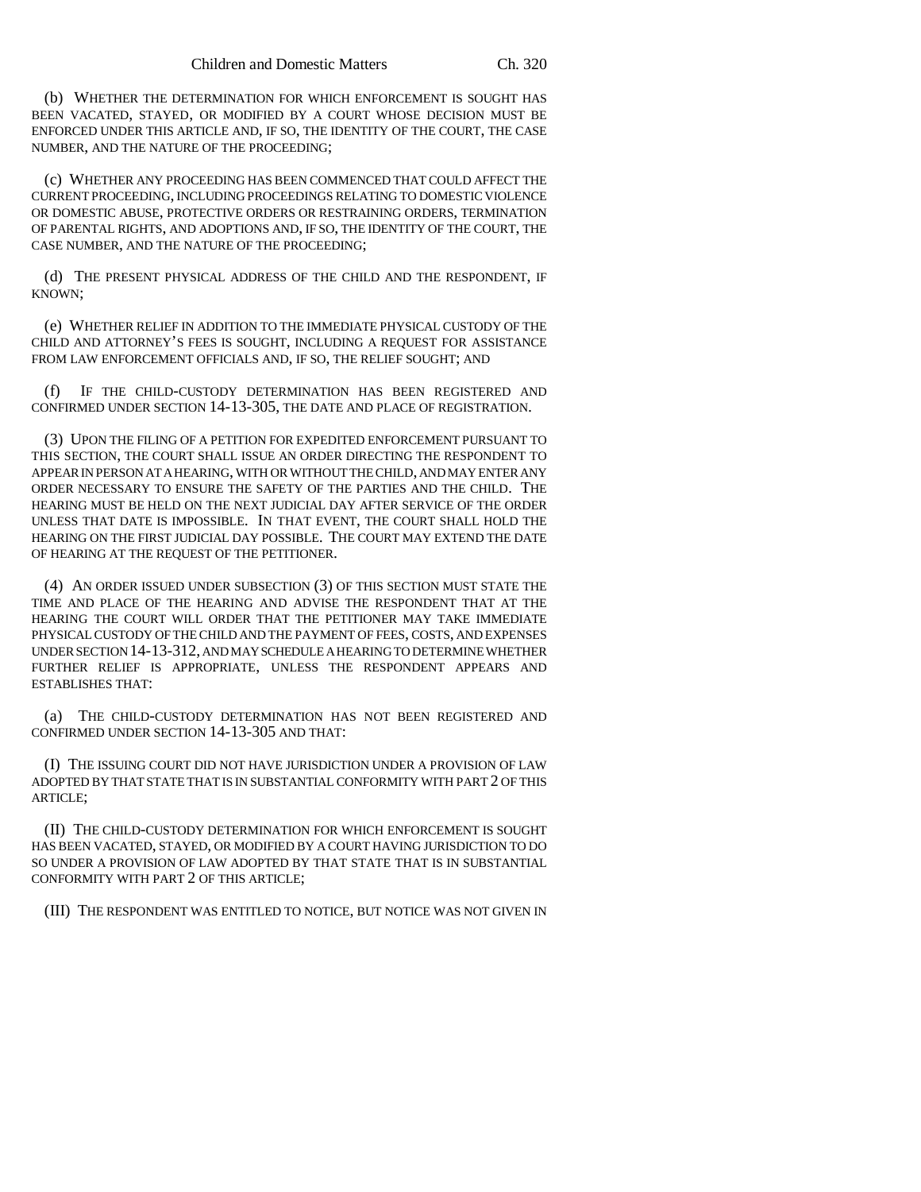(b) WHETHER THE DETERMINATION FOR WHICH ENFORCEMENT IS SOUGHT HAS BEEN VACATED, STAYED, OR MODIFIED BY A COURT WHOSE DECISION MUST BE ENFORCED UNDER THIS ARTICLE AND, IF SO, THE IDENTITY OF THE COURT, THE CASE NUMBER, AND THE NATURE OF THE PROCEEDING;

(c) WHETHER ANY PROCEEDING HAS BEEN COMMENCED THAT COULD AFFECT THE CURRENT PROCEEDING, INCLUDING PROCEEDINGS RELATING TO DOMESTIC VIOLENCE OR DOMESTIC ABUSE, PROTECTIVE ORDERS OR RESTRAINING ORDERS, TERMINATION OF PARENTAL RIGHTS, AND ADOPTIONS AND, IF SO, THE IDENTITY OF THE COURT, THE CASE NUMBER, AND THE NATURE OF THE PROCEEDING;

(d) THE PRESENT PHYSICAL ADDRESS OF THE CHILD AND THE RESPONDENT, IF KNOWN;

(e) WHETHER RELIEF IN ADDITION TO THE IMMEDIATE PHYSICAL CUSTODY OF THE CHILD AND ATTORNEY'S FEES IS SOUGHT, INCLUDING A REQUEST FOR ASSISTANCE FROM LAW ENFORCEMENT OFFICIALS AND, IF SO, THE RELIEF SOUGHT; AND

(f) IF THE CHILD-CUSTODY DETERMINATION HAS BEEN REGISTERED AND CONFIRMED UNDER SECTION 14-13-305, THE DATE AND PLACE OF REGISTRATION.

(3) UPON THE FILING OF A PETITION FOR EXPEDITED ENFORCEMENT PURSUANT TO THIS SECTION, THE COURT SHALL ISSUE AN ORDER DIRECTING THE RESPONDENT TO APPEAR IN PERSON AT A HEARING, WITH OR WITHOUT THE CHILD, AND MAY ENTER ANY ORDER NECESSARY TO ENSURE THE SAFETY OF THE PARTIES AND THE CHILD. THE HEARING MUST BE HELD ON THE NEXT JUDICIAL DAY AFTER SERVICE OF THE ORDER UNLESS THAT DATE IS IMPOSSIBLE. IN THAT EVENT, THE COURT SHALL HOLD THE HEARING ON THE FIRST JUDICIAL DAY POSSIBLE. THE COURT MAY EXTEND THE DATE OF HEARING AT THE REQUEST OF THE PETITIONER.

(4) AN ORDER ISSUED UNDER SUBSECTION (3) OF THIS SECTION MUST STATE THE TIME AND PLACE OF THE HEARING AND ADVISE THE RESPONDENT THAT AT THE HEARING THE COURT WILL ORDER THAT THE PETITIONER MAY TAKE IMMEDIATE PHYSICAL CUSTODY OF THE CHILD AND THE PAYMENT OF FEES, COSTS, AND EXPENSES UNDER SECTION 14-13-312, AND MAY SCHEDULE A HEARING TO DETERMINE WHETHER FURTHER RELIEF IS APPROPRIATE, UNLESS THE RESPONDENT APPEARS AND ESTABLISHES THAT:

(a) THE CHILD-CUSTODY DETERMINATION HAS NOT BEEN REGISTERED AND CONFIRMED UNDER SECTION 14-13-305 AND THAT:

(I) THE ISSUING COURT DID NOT HAVE JURISDICTION UNDER A PROVISION OF LAW ADOPTED BY THAT STATE THAT IS IN SUBSTANTIAL CONFORMITY WITH PART 2 OF THIS ARTICLE;

(II) THE CHILD-CUSTODY DETERMINATION FOR WHICH ENFORCEMENT IS SOUGHT HAS BEEN VACATED, STAYED, OR MODIFIED BY A COURT HAVING JURISDICTION TO DO SO UNDER A PROVISION OF LAW ADOPTED BY THAT STATE THAT IS IN SUBSTANTIAL CONFORMITY WITH PART 2 OF THIS ARTICLE;

(III) THE RESPONDENT WAS ENTITLED TO NOTICE, BUT NOTICE WAS NOT GIVEN IN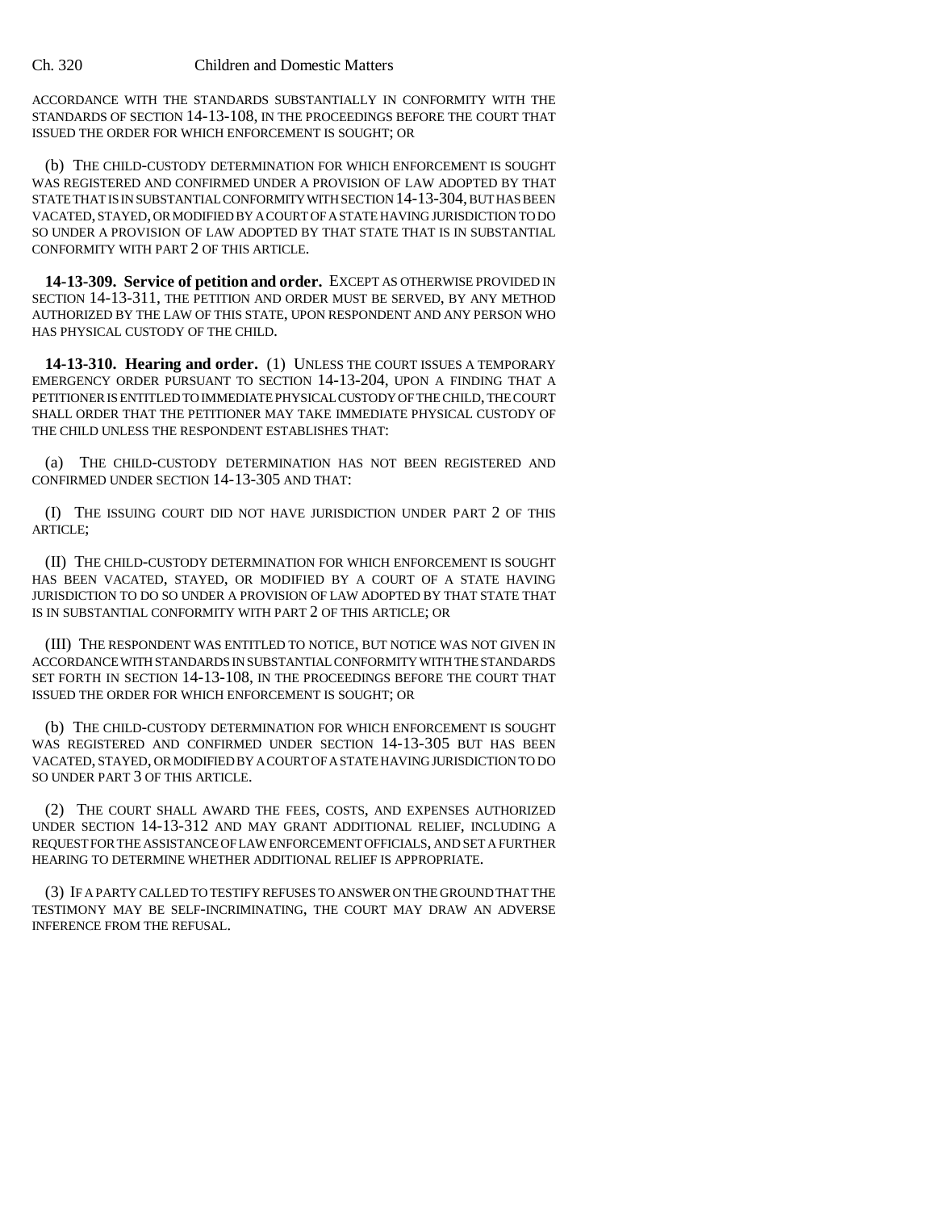ACCORDANCE WITH THE STANDARDS SUBSTANTIALLY IN CONFORMITY WITH THE STANDARDS OF SECTION 14-13-108, IN THE PROCEEDINGS BEFORE THE COURT THAT ISSUED THE ORDER FOR WHICH ENFORCEMENT IS SOUGHT; OR

(b) THE CHILD-CUSTODY DETERMINATION FOR WHICH ENFORCEMENT IS SOUGHT WAS REGISTERED AND CONFIRMED UNDER A PROVISION OF LAW ADOPTED BY THAT STATE THAT IS IN SUBSTANTIAL CONFORMITY WITH SECTION 14-13-304, BUT HAS BEEN VACATED, STAYED, OR MODIFIED BY A COURT OF A STATE HAVING JURISDICTION TO DO SO UNDER A PROVISION OF LAW ADOPTED BY THAT STATE THAT IS IN SUBSTANTIAL CONFORMITY WITH PART 2 OF THIS ARTICLE.

**14-13-309. Service of petition and order.** EXCEPT AS OTHERWISE PROVIDED IN SECTION 14-13-311, THE PETITION AND ORDER MUST BE SERVED, BY ANY METHOD AUTHORIZED BY THE LAW OF THIS STATE, UPON RESPONDENT AND ANY PERSON WHO HAS PHYSICAL CUSTODY OF THE CHILD.

**14-13-310. Hearing and order.** (1) UNLESS THE COURT ISSUES A TEMPORARY EMERGENCY ORDER PURSUANT TO SECTION 14-13-204, UPON A FINDING THAT A PETITIONER IS ENTITLED TO IMMEDIATE PHYSICAL CUSTODY OF THE CHILD, THE COURT SHALL ORDER THAT THE PETITIONER MAY TAKE IMMEDIATE PHYSICAL CUSTODY OF THE CHILD UNLESS THE RESPONDENT ESTABLISHES THAT:

(a) THE CHILD-CUSTODY DETERMINATION HAS NOT BEEN REGISTERED AND CONFIRMED UNDER SECTION 14-13-305 AND THAT:

(I) THE ISSUING COURT DID NOT HAVE JURISDICTION UNDER PART 2 OF THIS ARTICLE;

(II) THE CHILD-CUSTODY DETERMINATION FOR WHICH ENFORCEMENT IS SOUGHT HAS BEEN VACATED, STAYED, OR MODIFIED BY A COURT OF A STATE HAVING JURISDICTION TO DO SO UNDER A PROVISION OF LAW ADOPTED BY THAT STATE THAT IS IN SUBSTANTIAL CONFORMITY WITH PART 2 OF THIS ARTICLE; OR

(III) THE RESPONDENT WAS ENTITLED TO NOTICE, BUT NOTICE WAS NOT GIVEN IN ACCORDANCE WITH STANDARDS IN SUBSTANTIAL CONFORMITY WITH THE STANDARDS SET FORTH IN SECTION 14-13-108, IN THE PROCEEDINGS BEFORE THE COURT THAT ISSUED THE ORDER FOR WHICH ENFORCEMENT IS SOUGHT; OR

(b) THE CHILD-CUSTODY DETERMINATION FOR WHICH ENFORCEMENT IS SOUGHT WAS REGISTERED AND CONFIRMED UNDER SECTION 14-13-305 BUT HAS BEEN VACATED, STAYED, OR MODIFIED BY A COURT OF A STATE HAVING JURISDICTION TO DO SO UNDER PART 3 OF THIS ARTICLE.

(2) THE COURT SHALL AWARD THE FEES, COSTS, AND EXPENSES AUTHORIZED UNDER SECTION 14-13-312 AND MAY GRANT ADDITIONAL RELIEF, INCLUDING A REQUEST FOR THE ASSISTANCE OF LAW ENFORCEMENT OFFICIALS, AND SET A FURTHER HEARING TO DETERMINE WHETHER ADDITIONAL RELIEF IS APPROPRIATE.

(3) IF A PARTY CALLED TO TESTIFY REFUSES TO ANSWER ON THE GROUND THAT THE TESTIMONY MAY BE SELF-INCRIMINATING, THE COURT MAY DRAW AN ADVERSE INFERENCE FROM THE REFUSAL.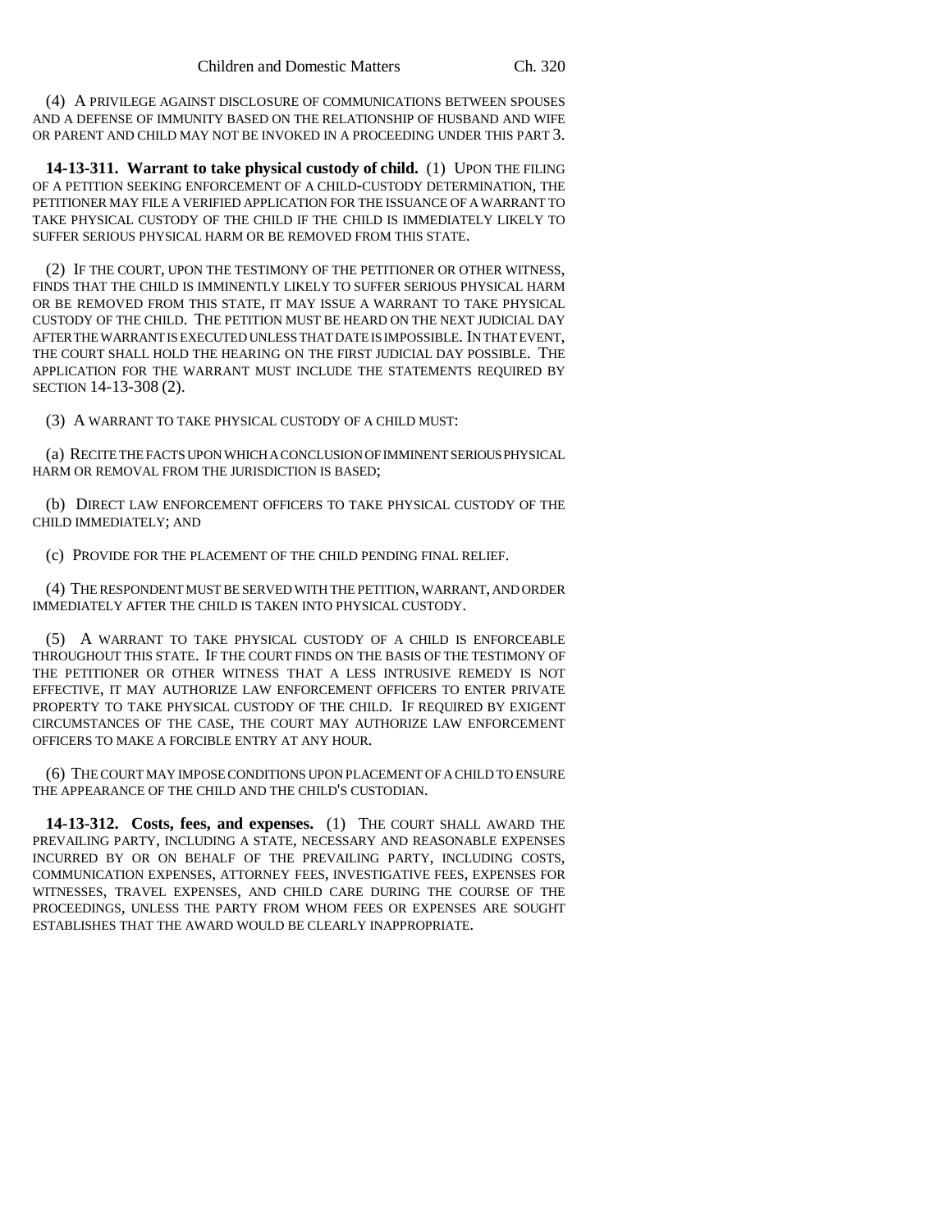(4) A PRIVILEGE AGAINST DISCLOSURE OF COMMUNICATIONS BETWEEN SPOUSES AND A DEFENSE OF IMMUNITY BASED ON THE RELATIONSHIP OF HUSBAND AND WIFE OR PARENT AND CHILD MAY NOT BE INVOKED IN A PROCEEDING UNDER THIS PART 3.

**14-13-311. Warrant to take physical custody of child.** (1) UPON THE FILING OF A PETITION SEEKING ENFORCEMENT OF A CHILD-CUSTODY DETERMINATION, THE PETITIONER MAY FILE A VERIFIED APPLICATION FOR THE ISSUANCE OF A WARRANT TO TAKE PHYSICAL CUSTODY OF THE CHILD IF THE CHILD IS IMMEDIATELY LIKELY TO SUFFER SERIOUS PHYSICAL HARM OR BE REMOVED FROM THIS STATE.

(2) IF THE COURT, UPON THE TESTIMONY OF THE PETITIONER OR OTHER WITNESS, FINDS THAT THE CHILD IS IMMINENTLY LIKELY TO SUFFER SERIOUS PHYSICAL HARM OR BE REMOVED FROM THIS STATE, IT MAY ISSUE A WARRANT TO TAKE PHYSICAL CUSTODY OF THE CHILD. THE PETITION MUST BE HEARD ON THE NEXT JUDICIAL DAY AFTER THE WARRANT IS EXECUTED UNLESS THAT DATE IS IMPOSSIBLE. IN THAT EVENT, THE COURT SHALL HOLD THE HEARING ON THE FIRST JUDICIAL DAY POSSIBLE. THE APPLICATION FOR THE WARRANT MUST INCLUDE THE STATEMENTS REQUIRED BY SECTION 14-13-308 (2).

(3) A WARRANT TO TAKE PHYSICAL CUSTODY OF A CHILD MUST:

(a) RECITE THE FACTS UPON WHICH A CONCLUSION OF IMMINENT SERIOUS PHYSICAL HARM OR REMOVAL FROM THE JURISDICTION IS BASED;

(b) DIRECT LAW ENFORCEMENT OFFICERS TO TAKE PHYSICAL CUSTODY OF THE CHILD IMMEDIATELY; AND

(c) PROVIDE FOR THE PLACEMENT OF THE CHILD PENDING FINAL RELIEF.

(4) THE RESPONDENT MUST BE SERVED WITH THE PETITION, WARRANT, AND ORDER IMMEDIATELY AFTER THE CHILD IS TAKEN INTO PHYSICAL CUSTODY.

(5) A WARRANT TO TAKE PHYSICAL CUSTODY OF A CHILD IS ENFORCEABLE THROUGHOUT THIS STATE. IF THE COURT FINDS ON THE BASIS OF THE TESTIMONY OF THE PETITIONER OR OTHER WITNESS THAT A LESS INTRUSIVE REMEDY IS NOT EFFECTIVE, IT MAY AUTHORIZE LAW ENFORCEMENT OFFICERS TO ENTER PRIVATE PROPERTY TO TAKE PHYSICAL CUSTODY OF THE CHILD. IF REQUIRED BY EXIGENT CIRCUMSTANCES OF THE CASE, THE COURT MAY AUTHORIZE LAW ENFORCEMENT OFFICERS TO MAKE A FORCIBLE ENTRY AT ANY HOUR.

(6) THE COURT MAY IMPOSE CONDITIONS UPON PLACEMENT OF A CHILD TO ENSURE THE APPEARANCE OF THE CHILD AND THE CHILD'S CUSTODIAN.

**14-13-312. Costs, fees, and expenses.** (1) THE COURT SHALL AWARD THE PREVAILING PARTY, INCLUDING A STATE, NECESSARY AND REASONABLE EXPENSES INCURRED BY OR ON BEHALF OF THE PREVAILING PARTY, INCLUDING COSTS, COMMUNICATION EXPENSES, ATTORNEY FEES, INVESTIGATIVE FEES, EXPENSES FOR WITNESSES, TRAVEL EXPENSES, AND CHILD CARE DURING THE COURSE OF THE PROCEEDINGS, UNLESS THE PARTY FROM WHOM FEES OR EXPENSES ARE SOUGHT ESTABLISHES THAT THE AWARD WOULD BE CLEARLY INAPPROPRIATE.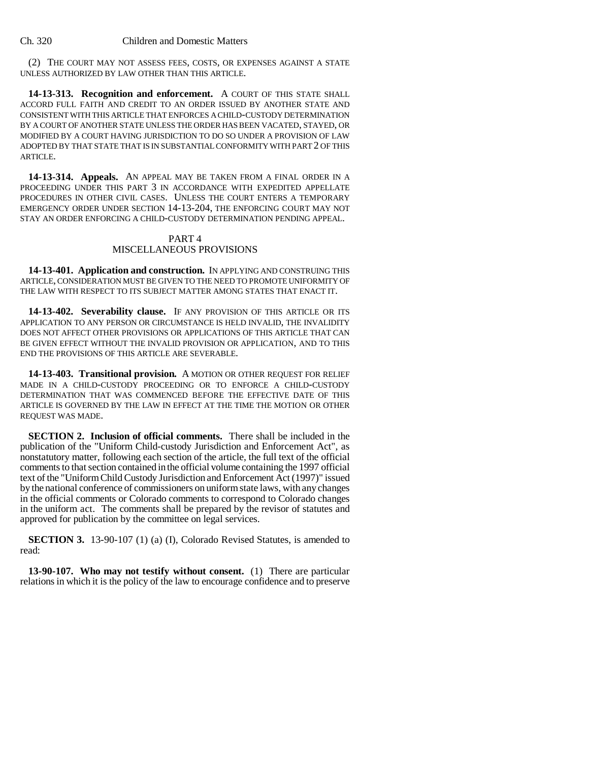(2) THE COURT MAY NOT ASSESS FEES, COSTS, OR EXPENSES AGAINST A STATE UNLESS AUTHORIZED BY LAW OTHER THAN THIS ARTICLE.

**14-13-313. Recognition and enforcement.** A COURT OF THIS STATE SHALL ACCORD FULL FAITH AND CREDIT TO AN ORDER ISSUED BY ANOTHER STATE AND CONSISTENT WITH THIS ARTICLE THAT ENFORCES A CHILD-CUSTODY DETERMINATION BY A COURT OF ANOTHER STATE UNLESS THE ORDER HAS BEEN VACATED, STAYED, OR MODIFIED BY A COURT HAVING JURISDICTION TO DO SO UNDER A PROVISION OF LAW ADOPTED BY THAT STATE THAT IS IN SUBSTANTIAL CONFORMITY WITH PART 2 OF THIS ARTICLE.

**14-13-314. Appeals.** AN APPEAL MAY BE TAKEN FROM A FINAL ORDER IN A PROCEEDING UNDER THIS PART 3 IN ACCORDANCE WITH EXPEDITED APPELLATE PROCEDURES IN OTHER CIVIL CASES. UNLESS THE COURT ENTERS A TEMPORARY EMERGENCY ORDER UNDER SECTION 14-13-204, THE ENFORCING COURT MAY NOT STAY AN ORDER ENFORCING A CHILD-CUSTODY DETERMINATION PENDING APPEAL.

PART 4
MISCELLANEOUS PROVISIONS

**14-13-401. Application and construction.** IN APPLYING AND CONSTRUING THIS ARTICLE, CONSIDERATION MUST BE GIVEN TO THE NEED TO PROMOTE UNIFORMITY OF THE LAW WITH RESPECT TO ITS SUBJECT MATTER AMONG STATES THAT ENACT IT.

**14-13-402. Severability clause.** IF ANY PROVISION OF THIS ARTICLE OR ITS APPLICATION TO ANY PERSON OR CIRCUMSTANCE IS HELD INVALID, THE INVALIDITY DOES NOT AFFECT OTHER PROVISIONS OR APPLICATIONS OF THIS ARTICLE THAT CAN BE GIVEN EFFECT WITHOUT THE INVALID PROVISION OR APPLICATION, AND TO THIS END THE PROVISIONS OF THIS ARTICLE ARE SEVERABLE.

**14-13-403. Transitional provision.** A MOTION OR OTHER REQUEST FOR RELIEF MADE IN A CHILD-CUSTODY PROCEEDING OR TO ENFORCE A CHILD-CUSTODY DETERMINATION THAT WAS COMMENCED BEFORE THE EFFECTIVE DATE OF THIS ARTICLE IS GOVERNED BY THE LAW IN EFFECT AT THE TIME THE MOTION OR OTHER REQUEST WAS MADE.

**SECTION 2. Inclusion of official comments.** There shall be included in the publication of the "Uniform Child-custody Jurisdiction and Enforcement Act", as nonstatutory matter, following each section of the article, the full text of the official comments to that section contained in the official volume containing the 1997 official text of the "Uniform Child Custody Jurisdiction and Enforcement Act (1997)" issued by the national conference of commissioners on uniform state laws, with any changes in the official comments or Colorado comments to correspond to Colorado changes in the uniform act. The comments shall be prepared by the revisor of statutes and approved for publication by the committee on legal services.

**SECTION 3.** 13-90-107 (1) (a) (I), Colorado Revised Statutes, is amended to read:

**13-90-107. Who may not testify without consent.** (1) There are particular relations in which it is the policy of the law to encourage confidence and to preserve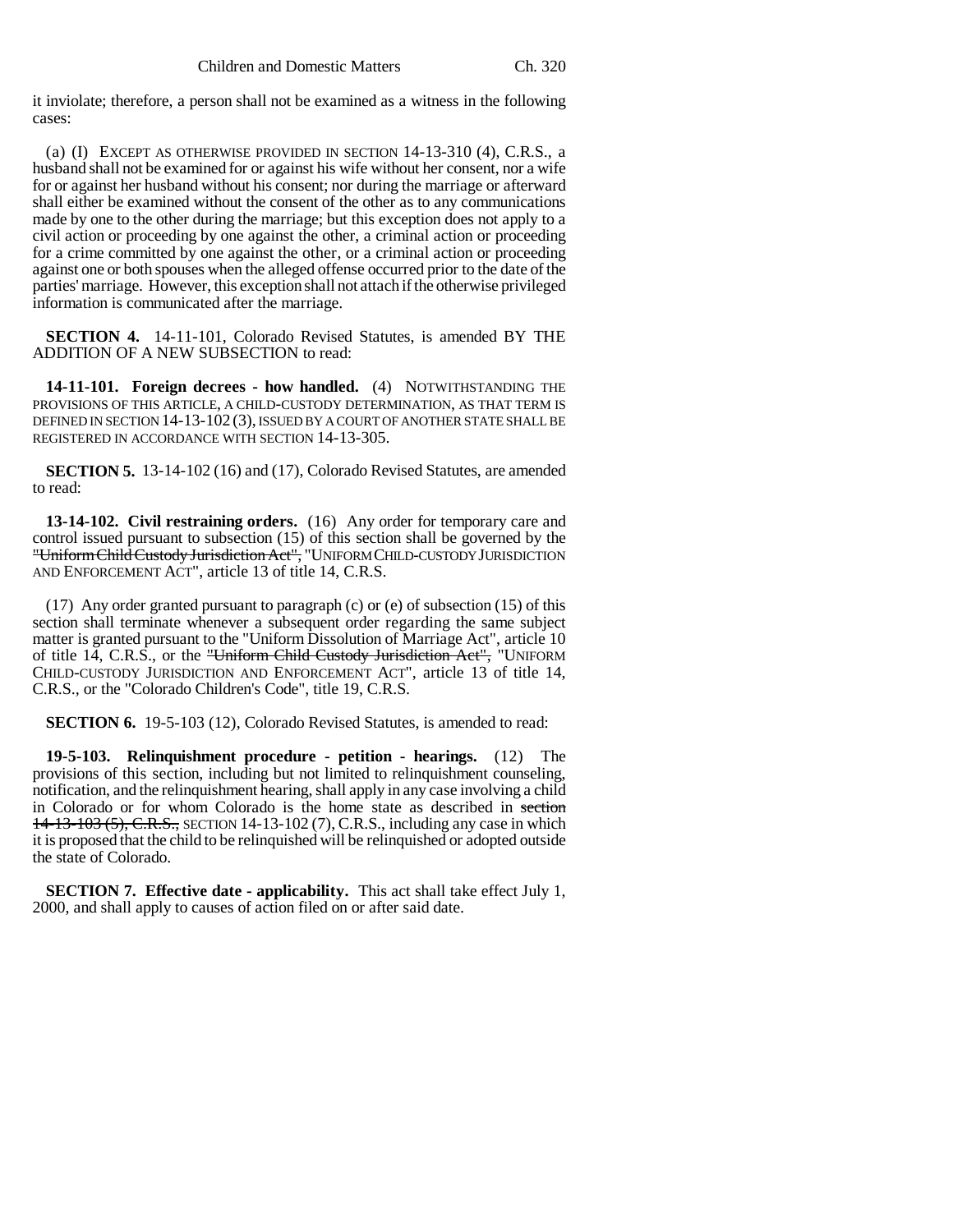it inviolate; therefore, a person shall not be examined as a witness in the following cases:

(a) (I) EXCEPT AS OTHERWISE PROVIDED IN SECTION 14-13-310 (4), C.R.S., a husband shall not be examined for or against his wife without her consent, nor a wife for or against her husband without his consent; nor during the marriage or afterward shall either be examined without the consent of the other as to any communications made by one to the other during the marriage; but this exception does not apply to a civil action or proceeding by one against the other, a criminal action or proceeding for a crime committed by one against the other, or a criminal action or proceeding against one or both spouses when the alleged offense occurred prior to the date of the parties' marriage. However, this exception shall not attach if the otherwise privileged information is communicated after the marriage.

**SECTION 4.** 14-11-101, Colorado Revised Statutes, is amended BY THE ADDITION OF A NEW SUBSECTION to read:

**14-11-101. Foreign decrees - how handled.** (4) NOTWITHSTANDING THE PROVISIONS OF THIS ARTICLE, A CHILD-CUSTODY DETERMINATION, AS THAT TERM IS DEFINED IN SECTION 14-13-102 (3), ISSUED BY A COURT OF ANOTHER STATE SHALL BE REGISTERED IN ACCORDANCE WITH SECTION 14-13-305.

**SECTION 5.** 13-14-102 (16) and (17), Colorado Revised Statutes, are amended to read:

**13-14-102. Civil restraining orders.** (16) Any order for temporary care and control issued pursuant to subsection (15) of this section shall be governed by the ~~"Uniform Child Custody Jurisdiction Act",~~ "UNIFORM CHILD-CUSTODY JURISDICTION AND ENFORCEMENT ACT", article 13 of title 14, C.R.S.

(17) Any order granted pursuant to paragraph (c) or (e) of subsection (15) of this section shall terminate whenever a subsequent order regarding the same subject matter is granted pursuant to the "Uniform Dissolution of Marriage Act", article 10 of title 14, C.R.S., or the ~~"Uniform Child Custody Jurisdiction Act",~~ "UNIFORM CHILD-CUSTODY JURISDICTION AND ENFORCEMENT ACT", article 13 of title 14, C.R.S., or the "Colorado Children's Code", title 19, C.R.S.

**SECTION 6.** 19-5-103 (12), Colorado Revised Statutes, is amended to read:

**19-5-103. Relinquishment procedure - petition - hearings.** (12) The provisions of this section, including but not limited to relinquishment counseling, notification, and the relinquishment hearing, shall apply in any case involving a child in Colorado or for whom Colorado is the home state as described in ~~section 14-13-103 (5), C.R.S.,~~ SECTION 14-13-102 (7), C.R.S., including any case in which it is proposed that the child to be relinquished will be relinquished or adopted outside the state of Colorado.

**SECTION 7. Effective date - applicability.** This act shall take effect July 1, 2000, and shall apply to causes of action filed on or after said date.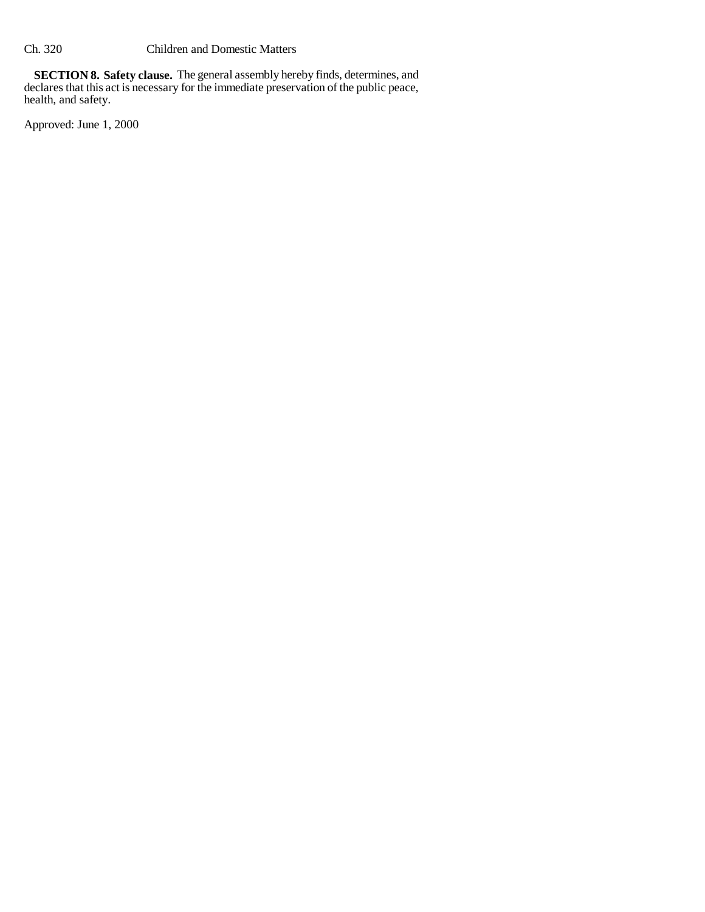**SECTION 8. Safety clause.** The general assembly hereby finds, determines, and declares that this act is necessary for the immediate preservation of the public peace, health, and safety.

Approved: June 1, 2000